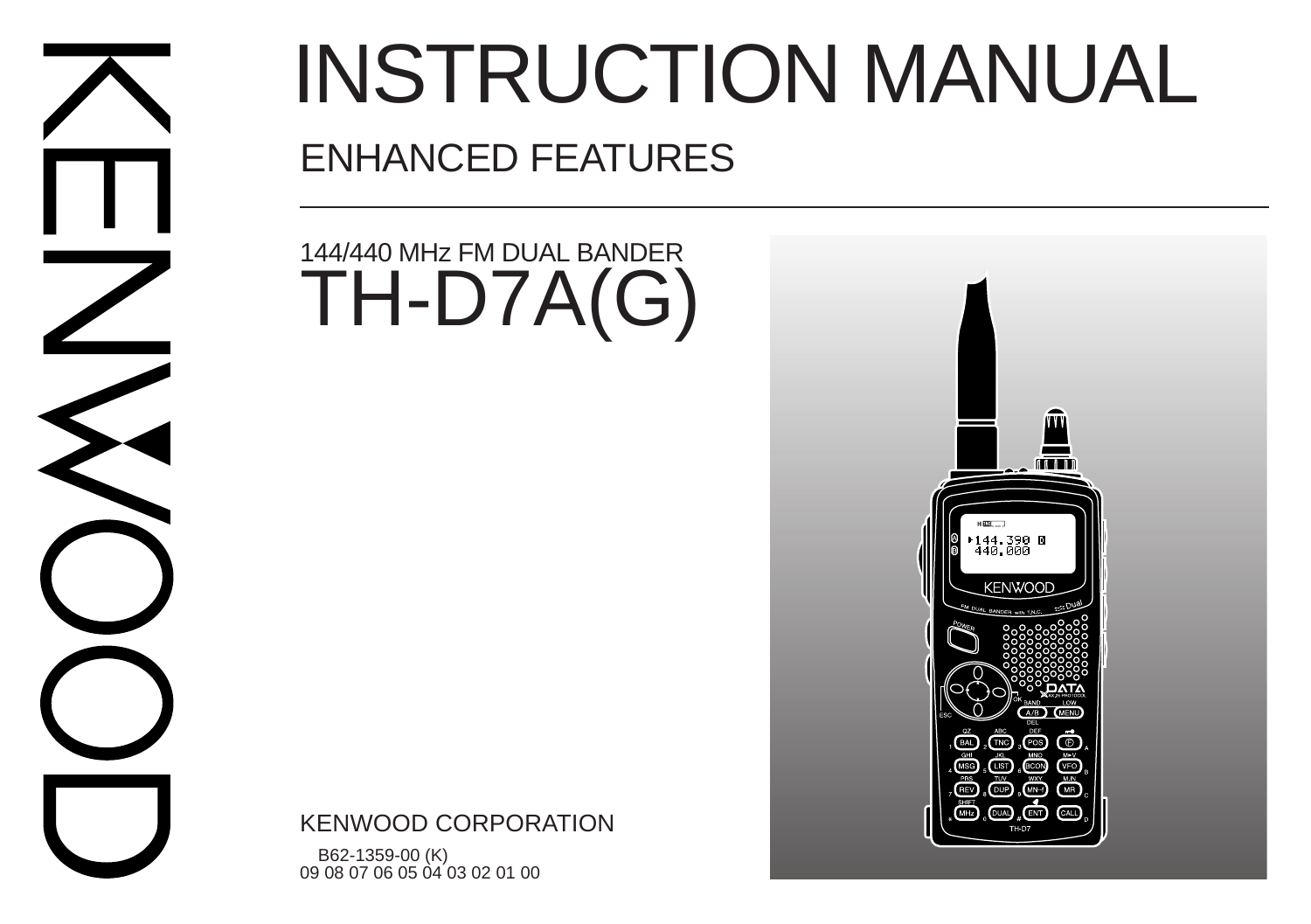KENWOOD

# INSTRUCTION MANUAL

## ENHANCED FEATURES

144/440 MHz FM DUAL BANDER

# TH-D7A(G)

KENWOOD CORPORATION

B62-1359-00 (K)
09 08 07 06 05 04 03 02 01 00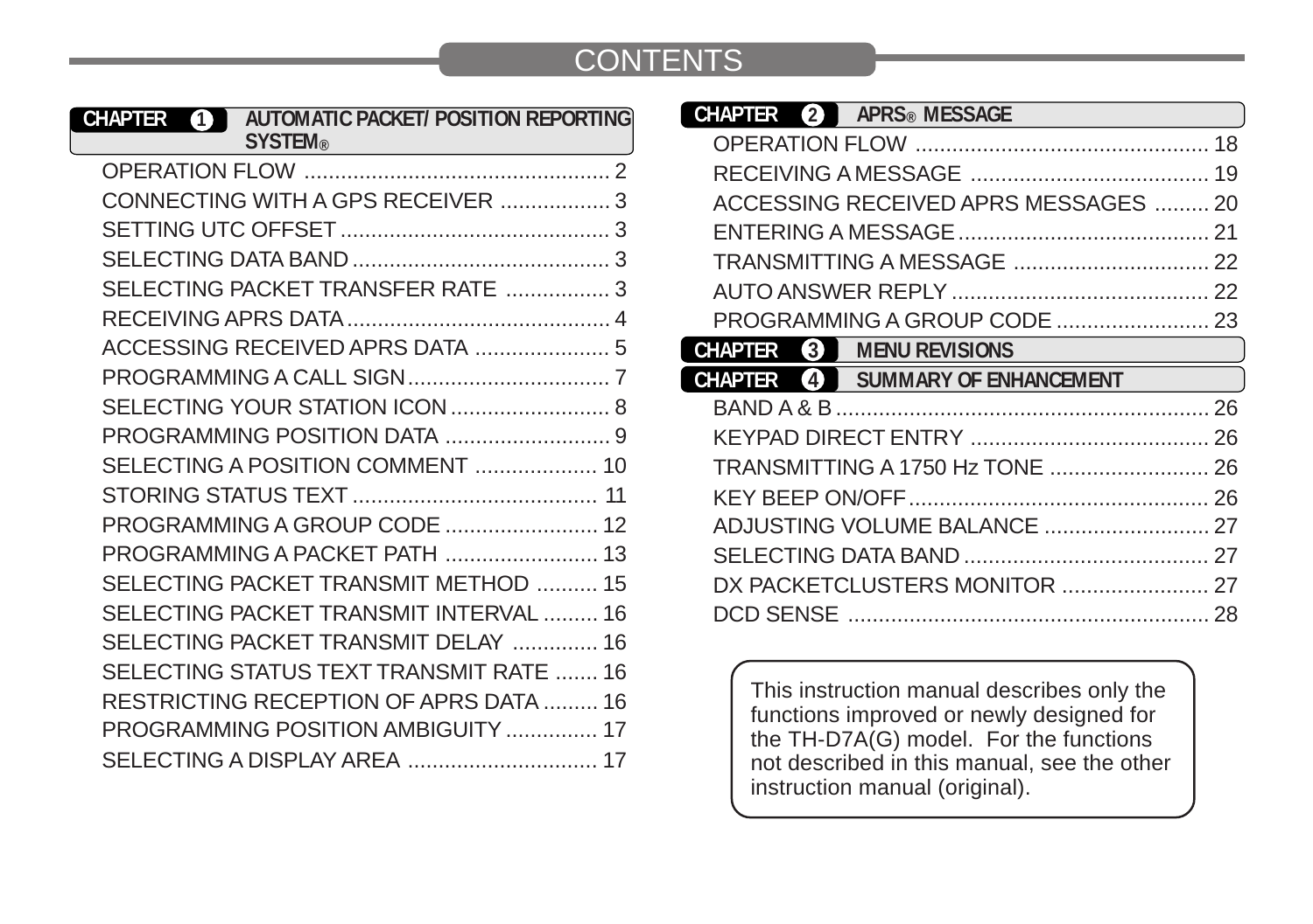# CONTENTS

## CHAPTER 1 AUTOMATIC PACKET/ POSITION REPORTING SYSTEM®

- OPERATION FLOW .................................................... 2
- CONNECTING WITH A GPS RECEIVER .................. 3
- SETTING UTC OFFSET ............................................ 3
- SELECTING DATA BAND .......................................... 3
- SELECTING PACKET TRANSFER RATE ................. 3
- RECEIVING APRS DATA ........................................... 4
- ACCESSING RECEIVED APRS DATA ...................... 5
- PROGRAMMING A CALL SIGN ................................. 7
- SELECTING YOUR STATION ICON .......................... 8
- PROGRAMMING POSITION DATA ........................... 9
- SELECTING A POSITION COMMENT .................... 10
- STORING STATUS TEXT ........................................ 11
- PROGRAMMING A GROUP CODE ......................... 12
- PROGRAMMING A PACKET PATH ......................... 13
- SELECTING PACKET TRANSMIT METHOD .......... 15
- SELECTING PACKET TRANSMIT INTERVAL ......... 16
- SELECTING PACKET TRANSMIT DELAY .............. 16
- SELECTING STATUS TEXT TRANSMIT RATE ....... 16
- RESTRICTING RECEPTION OF APRS DATA ......... 16
- PROGRAMMING POSITION AMBIGUITY ............... 17
- SELECTING A DISPLAY AREA ................................ 17

## CHAPTER 2 APRS® MESSAGE

- OPERATION FLOW ................................................. 18
- RECEIVING A MESSAGE ....................................... 19
- ACCESSING RECEIVED APRS MESSAGES ......... 20
- ENTERING A MESSAGE ......................................... 21
- TRANSMITTING A MESSAGE ................................ 22
- AUTO ANSWER REPLY .......................................... 22
- PROGRAMMING A GROUP CODE ......................... 23

## CHAPTER 3 MENU REVISIONS

## CHAPTER 4 SUMMARY OF ENHANCEMENT

- BAND A & B ............................................................. 26
- KEYPAD DIRECT ENTRY ....................................... 26
- TRANSMITTING A 1750 Hz TONE .......................... 26
- KEY BEEP ON/OFF ................................................. 26
- ADJUSTING VOLUME BALANCE ........................... 27
- SELECTING DATA BAND ........................................ 27
- DX PACKETCLUSTERS MONITOR ........................ 27
- DCD SENSE ........................................................... 28

This instruction manual describes only the functions improved or newly designed for the TH-D7A(G) model. For the functions not described in this manual, see the other instruction manual (original).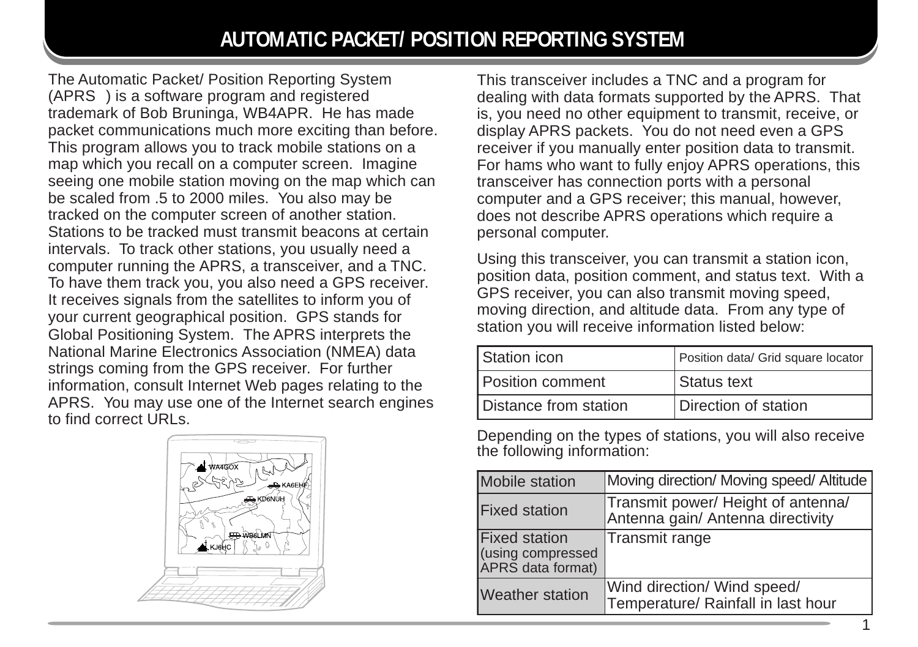# AUTOMATIC PACKET/ POSITION REPORTING SYSTEM

The Automatic Packet/ Position Reporting System (APRS ) is a software program and registered trademark of Bob Bruninga, WB4APR. He has made packet communications much more exciting than before. This program allows you to track mobile stations on a map which you recall on a computer screen. Imagine seeing one mobile station moving on the map which can be scaled from .5 to 2000 miles. You also may be tracked on the computer screen of another station. Stations to be tracked must transmit beacons at certain intervals. To track other stations, you usually need a computer running the APRS, a transceiver, and a TNC. To have them track you, you also need a GPS receiver. It receives signals from the satellites to inform you of your current geographical position. GPS stands for Global Positioning System. The APRS interprets the National Marine Electronics Association (NMEA) data strings coming from the GPS receiver. For further information, consult Internet Web pages relating to the APRS. You may use one of the Internet search engines to find correct URLs.

This transceiver includes a TNC and a program for dealing with data formats supported by the APRS. That is, you need no other equipment to transmit, receive, or display APRS packets. You do not need even a GPS receiver if you manually enter position data to transmit. For hams who want to fully enjoy APRS operations, this transceiver has connection ports with a personal computer and a GPS receiver; this manual, however, does not describe APRS operations which require a personal computer.

Using this transceiver, you can transmit a station icon, position data, position comment, and status text. With a GPS receiver, you can also transmit moving speed, moving direction, and altitude data. From any type of station you will receive information listed below:

| Station icon | Position data/ Grid square locator |
|---|---|
| Position comment | Status text |
| Distance from station | Direction of station |

Depending on the types of stations, you will also receive the following information:

| Mobile station | Moving direction/ Moving speed/ Altitude |
|---|---|
| Fixed station | Transmit power/ Height of antenna/ Antenna gain/ Antenna directivity |
| Fixed station (using compressed APRS data format) | Transmit range |
| Weather station | Wind direction/ Wind speed/ Temperature/ Rainfall in last hour |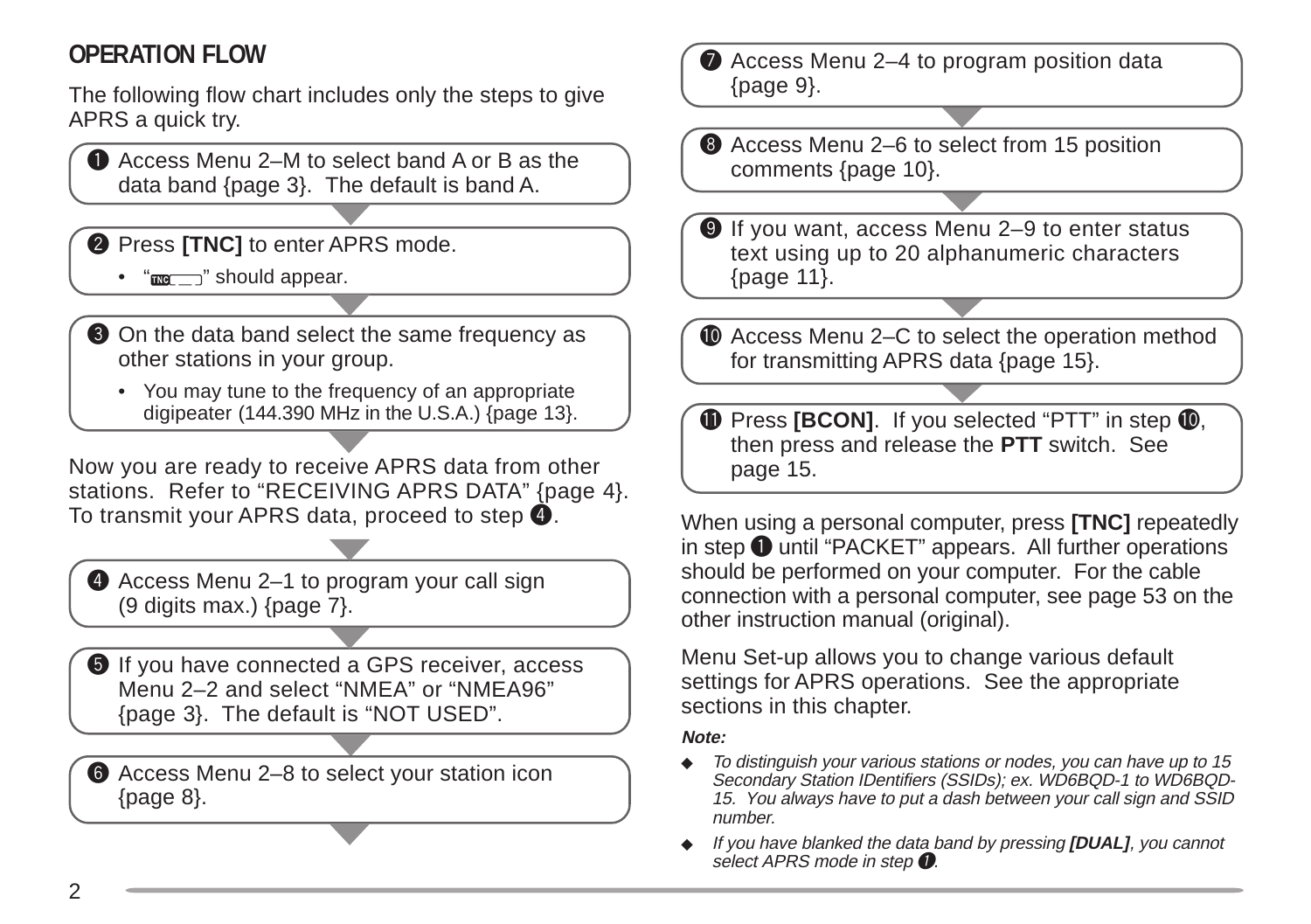## OPERATION FLOW

The following flow chart includes only the steps to give APRS a quick try.

❶ Access Menu 2–M to select band A or B as the data band {page 3}. The default is band A.

❷ Press **[TNC]** to enter APRS mode.

- "TNC" should appear.

❸ On the data band select the same frequency as other stations in your group.

- You may tune to the frequency of an appropriate digipeater (144.390 MHz in the U.S.A.) {page 13}.

Now you are ready to receive APRS data from other stations. Refer to "RECEIVING APRS DATA" {page 4}. To transmit your APRS data, proceed to step ❹.

❹ Access Menu 2–1 to program your call sign (9 digits max.) {page 7}.

❺ If you have connected a GPS receiver, access Menu 2–2 and select "NMEA" or "NMEA96" {page 3}. The default is "NOT USED".

❻ Access Menu 2–8 to select your station icon {page 8}.

❼ Access Menu 2–4 to program position data {page 9}.

❽ Access Menu 2–6 to select from 15 position comments {page 10}.

❾ If you want, access Menu 2–9 to enter status text using up to 20 alphanumeric characters {page 11}.

❿ Access Menu 2–C to select the operation method for transmitting APRS data {page 15}.

⓫ Press **[BCON]**. If you selected "PTT" in step ❿, then press and release the **PTT** switch. See page 15.

When using a personal computer, press **[TNC]** repeatedly in step ❶ until "PACKET" appears. All further operations should be performed on your computer. For the cable connection with a personal computer, see page 53 on the other instruction manual (original).

Menu Set-up allows you to change various default settings for APRS operations. See the appropriate sections in this chapter.

***Note:***

- *To distinguish your various stations or nodes, you can have up to 15 Secondary Station IDentifiers (SSIDs); ex. WD6BQD-1 to WD6BQD-15. You always have to put a dash between your call sign and SSID number.*
- *If you have blanked the data band by pressing **[DUAL]**, you cannot select APRS mode in step ❶.*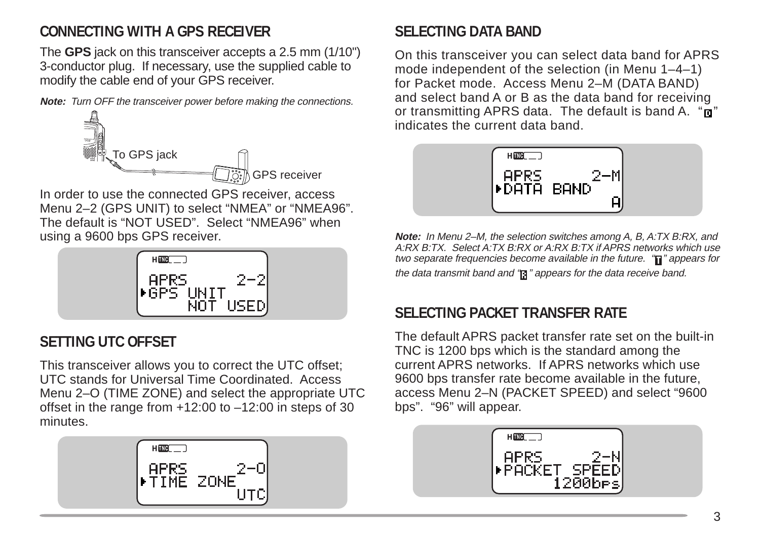## CONNECTING WITH A GPS RECEIVER

The **GPS** jack on this transceiver accepts a 2.5 mm (1/10") 3-conductor plug. If necessary, use the supplied cable to modify the cable end of your GPS receiver.

***Note:*** *Turn OFF the transceiver power before making the connections.*

To GPS jack

GPS receiver

In order to use the connected GPS receiver, access Menu 2–2 (GPS UNIT) to select "NMEA" or "NMEA96". The default is "NOT USED". Select "NMEA96" when using a 9600 bps GPS receiver.

```
APRS        2-2
▶GPS UNIT
      NOT USED
```

## SETTING UTC OFFSET

This transceiver allows you to correct the UTC offset; UTC stands for Universal Time Coordinated. Access Menu 2–O (TIME ZONE) and select the appropriate UTC offset in the range from +12:00 to –12:00 in steps of 30 minutes.

```
APRS        2-O
▶TIME ZONE
           UTC
```

## SELECTING DATA BAND

On this transceiver you can select data band for APRS mode independent of the selection (in Menu 1–4–1) for Packet mode. Access Menu 2–M (DATA BAND) and select band A or B as the data band for receiving or transmitting APRS data. The default is band A. "D" indicates the current data band.

```
APRS        2-M
▶DATA BAND
             A
```

***Note:*** *In Menu 2–M, the selection switches among A, B, A:TX B:RX, and A:RX B:TX. Select A:TX B:RX or A:RX B:TX if APRS networks which use two separate frequencies become available in the future. "T" appears for the data transmit band and "R" appears for the data receive band.*

## SELECTING PACKET TRANSFER RATE

The default APRS packet transfer rate set on the built-in TNC is 1200 bps which is the standard among the current APRS networks. If APRS networks which use 9600 bps transfer rate become available in the future, access Menu 2–N (PACKET SPEED) and select "9600 bps". "96" will appear.

```
APRS        2-N
▶PACKET SPEED
       1200bps
```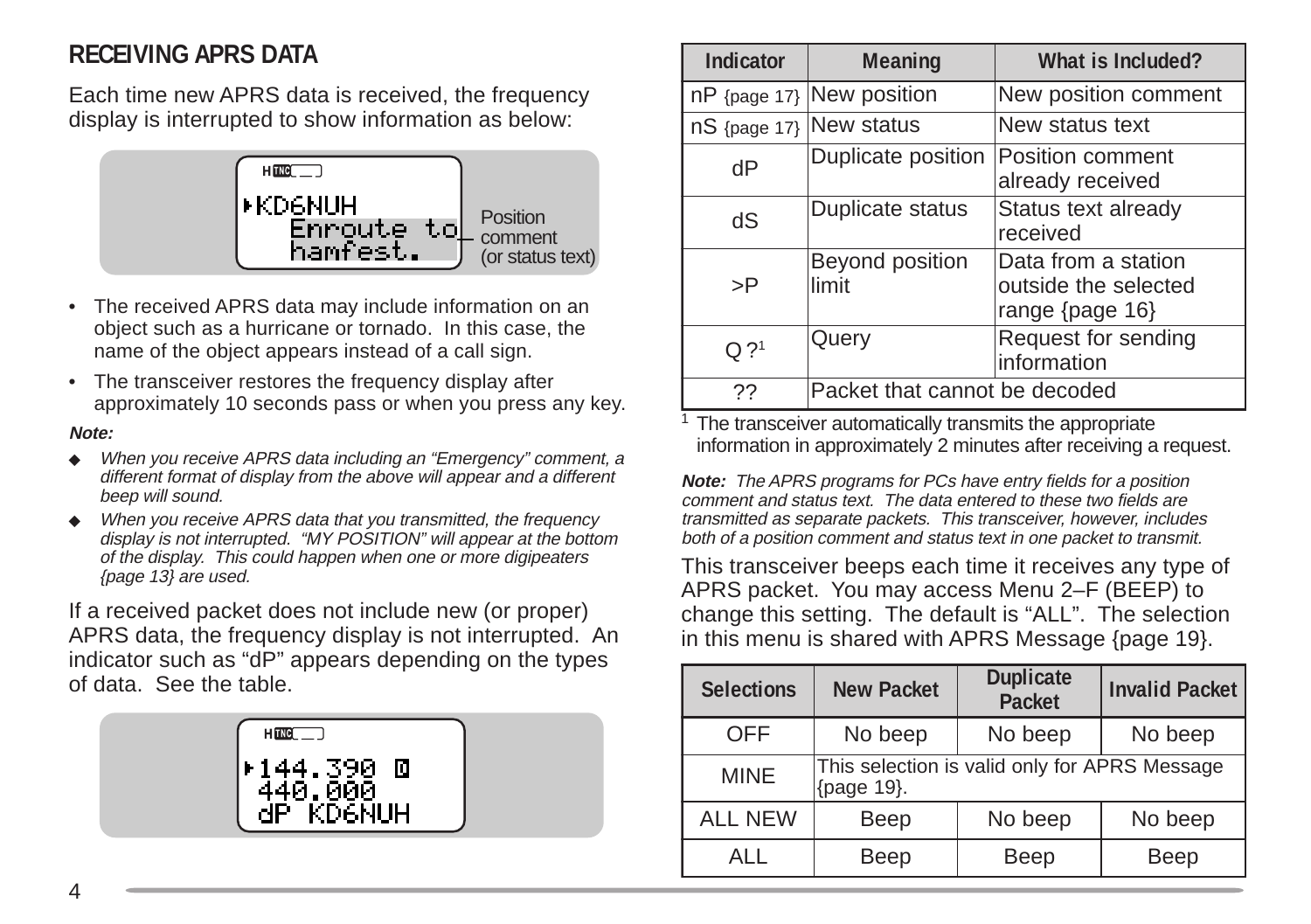## RECEIVING APRS DATA

Each time new APRS data is received, the frequency display is interrupted to show information as below:

Position comment (or status text)

- The received APRS data may include information on an object such as a hurricane or tornado. In this case, the name of the object appears instead of a call sign.
- The transceiver restores the frequency display after approximately 10 seconds pass or when you press any key.

***Note:***

- *When you receive APRS data including an "Emergency" comment, a different format of display from the above will appear and a different beep will sound.*
- *When you receive APRS data that you transmitted, the frequency display is not interrupted. "MY POSITION" will appear at the bottom of the display. This could happen when one or more digipeaters {page 13} are used.*

If a received packet does not include new (or proper) APRS data, the frequency display is not interrupted. An indicator such as "dP" appears depending on the types of data. See the table.

| Indicator | Meaning | What is Included? |
|---|---|---|
| nP {page 17} | New position | New position comment |
| nS {page 17} | New status | New status text |
| dP | Duplicate position | Position comment already received |
| dS | Duplicate status | Status text already received |
| >P | Beyond position limit | Data from a station outside the selected range {page 16} |
| Q ?[1] | Query | Request for sending information |
| ?? | Packet that cannot be decoded | |

[1] The transceiver automatically transmits the appropriate information in approximately 2 minutes after receiving a request.

***Note:*** *The APRS programs for PCs have entry fields for a position comment and status text. The data entered to these two fields are transmitted as separate packets. This transceiver, however, includes both of a position comment and status text in one packet to transmit.*

This transceiver beeps each time it receives any type of APRS packet. You may access Menu 2–F (BEEP) to change this setting. The default is "ALL". The selection in this menu is shared with APRS Message {page 19}.

| Selections | New Packet | Duplicate Packet | Invalid Packet |
|---|---|---|---|
| OFF | No beep | No beep | No beep |
| MINE | This selection is valid only for APRS Message {page 19}. | | |
| ALL NEW | Beep | No beep | No beep |
| ALL | Beep | Beep | Beep |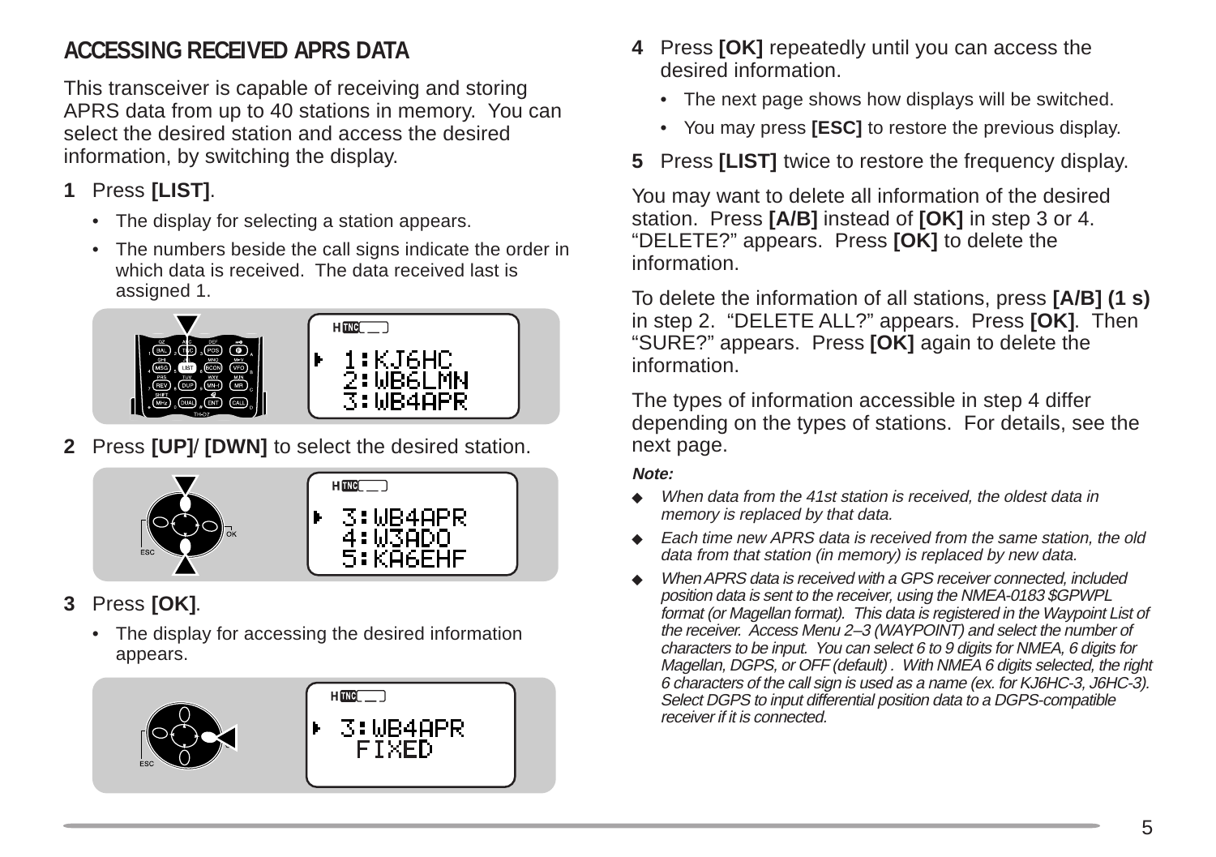## ACCESSING RECEIVED APRS DATA

This transceiver is capable of receiving and storing APRS data from up to 40 stations in memory. You can select the desired station and access the desired information, by switching the display.

**1** Press **[LIST]**.

- The display for selecting a station appears.
- The numbers beside the call signs indicate the order in which data is received. The data received last is assigned 1.

**2** Press **[UP]**/ **[DWN]** to select the desired station.

**3** Press **[OK]**.

- The display for accessing the desired information appears.

**4** Press **[OK]** repeatedly until you can access the desired information.

- The next page shows how displays will be switched.
- You may press **[ESC]** to restore the previous display.

**5** Press **[LIST]** twice to restore the frequency display.

You may want to delete all information of the desired station. Press **[A/B]** instead of **[OK]** in step 3 or 4. “DELETE?” appears. Press **[OK]** to delete the information.

To delete the information of all stations, press **[A/B] (1 s)** in step 2. “DELETE ALL?” appears. Press **[OK]**. Then “SURE?” appears. Press **[OK]** again to delete the information.

The types of information accessible in step 4 differ depending on the types of stations. For details, see the next page.

***Note:***

- *When data from the 41st station is received, the oldest data in memory is replaced by that data.*
- *Each time new APRS data is received from the same station, the old data from that station (in memory) is replaced by new data.*
- *When APRS data is received with a GPS receiver connected, included position data is sent to the receiver, using the NMEA-0183 $GPWPL format (or Magellan format). This data is registered in the Waypoint List of the receiver. Access Menu 2–3 (WAYPOINT) and select the number of characters to be input. You can select 6 to 9 digits for NMEA, 6 digits for Magellan, DGPS, or OFF (default) . With NMEA 6 digits selected, the right 6 characters of the call sign is used as a name (ex. for KJ6HC-3, J6HC-3). Select DGPS to input differential position data to a DGPS-compatible receiver if it is connected.*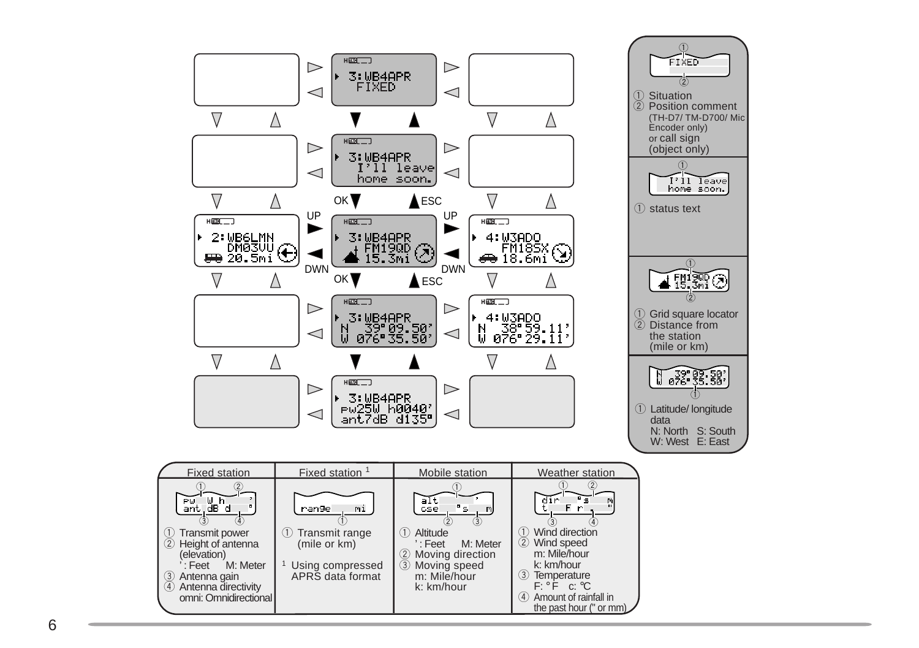3:WB4APR
FIXED

3:WB4APR
I'll leave
home soon.

OK ▼ ▲ ESC

UP / DWN

2:WB6LMN
DM03VU
20.5mi

3:WB4APR
FM19QD
15.3mi

4:W3ADO
FM18SX
18.6mi

OK ▼ ▲ ESC

3:WB4APR
N 39°09.50'
W 076°35.50'

4:W3ADO
N 38°59.11'
W 076°29.11'

3:WB4APR
pw25W h0040'
ant7dB d135°

① Situation
② Position comment (TH-D7/ TM-D700/ Mic Encoder only) or call sign (object only)

① status text

① Grid square locator
② Distance from the station (mile or km)

① Latitude/ longitude data
N: North S: South
W: West E: East

| Fixed station | Fixed station [1] | Mobile station | Weather station |
|---|---|---|---|
| ① Transmit power<br>② Height of antenna (elevation)<br>' : Feet M: Meter<br>③ Antenna gain<br>④ Antenna directivity<br>omni: Omnidirectional | ① Transmit range (mile or km)<br><br>[1] Using compressed APRS data format | ① Altitude<br>' : Feet M: Meter<br>② Moving direction<br>③ Moving speed<br>m: Mile/hour<br>k: km/hour | ① Wind direction<br>② Wind speed<br>m: Mile/hour<br>k: km/hour<br>③ Temperature<br>F: °F c: °C<br>④ Amount of rainfall in the past hour (" or mm) |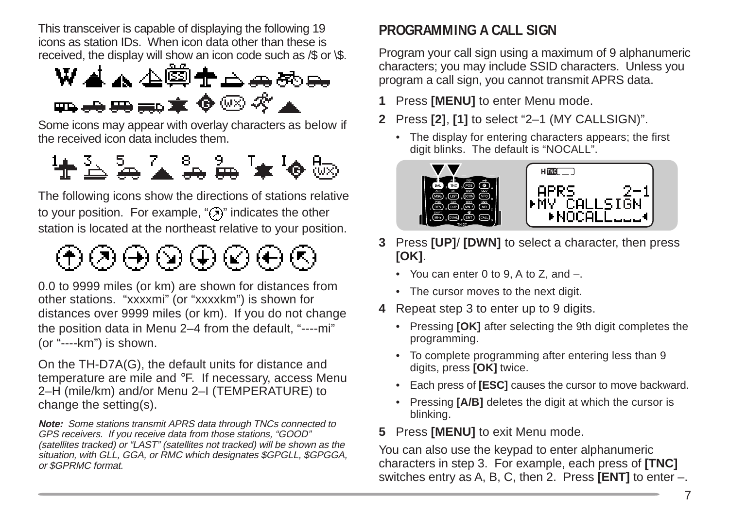This transceiver is capable of displaying the following 19 icons as station IDs. When icon data other than these is received, the display will show an icon code such as /$ or \$.

Some icons may appear with overlay characters as below if the received icon data includes them.

The following icons show the directions of stations relative to your position. For example, "↗" indicates the other station is located at the northeast relative to your position.

0.0 to 9999 miles (or km) are shown for distances from other stations. "xxxxmi" (or "xxxxkm") is shown for distances over 9999 miles (or km). If you do not change the position data in Menu 2–4 from the default, "----mi" (or "----km") is shown.

On the TH-D7A(G), the default units for distance and temperature are mile and °F. If necessary, access Menu 2–H (mile/km) and/or Menu 2–I (TEMPERATURE) to change the setting(s).

***Note:*** *Some stations transmit APRS data through TNCs connected to GPS receivers. If you receive data from those stations, "GOOD" (satellites tracked) or "LAST" (satellites not tracked) will be shown as the situation, with GLL, GGA, or RMC which designates $GPGLL, $GPGGA, or $GPRMC format.*

## PROGRAMMING A CALL SIGN

Program your call sign using a maximum of 9 alphanumeric characters; you may include SSID characters. Unless you program a call sign, you cannot transmit APRS data.

**1** Press **[MENU]** to enter Menu mode.

**2** Press **[2]**, **[1]** to select "2–1 (MY CALLSIGN)".

- The display for entering characters appears; the first digit blinks. The default is "NOCALL".

**3** Press **[UP]**/ **[DWN]** to select a character, then press **[OK]**.

- You can enter 0 to 9, A to Z, and –.
- The cursor moves to the next digit.

**4** Repeat step 3 to enter up to 9 digits.

- Pressing **[OK]** after selecting the 9th digit completes the programming.
- To complete programming after entering less than 9 digits, press **[OK]** twice.
- Each press of **[ESC]** causes the cursor to move backward.
- Pressing **[A/B]** deletes the digit at which the cursor is blinking.

**5** Press **[MENU]** to exit Menu mode.

You can also use the keypad to enter alphanumeric characters in step 3. For example, each press of **[TNC]** switches entry as A, B, C, then 2. Press **[ENT]** to enter –.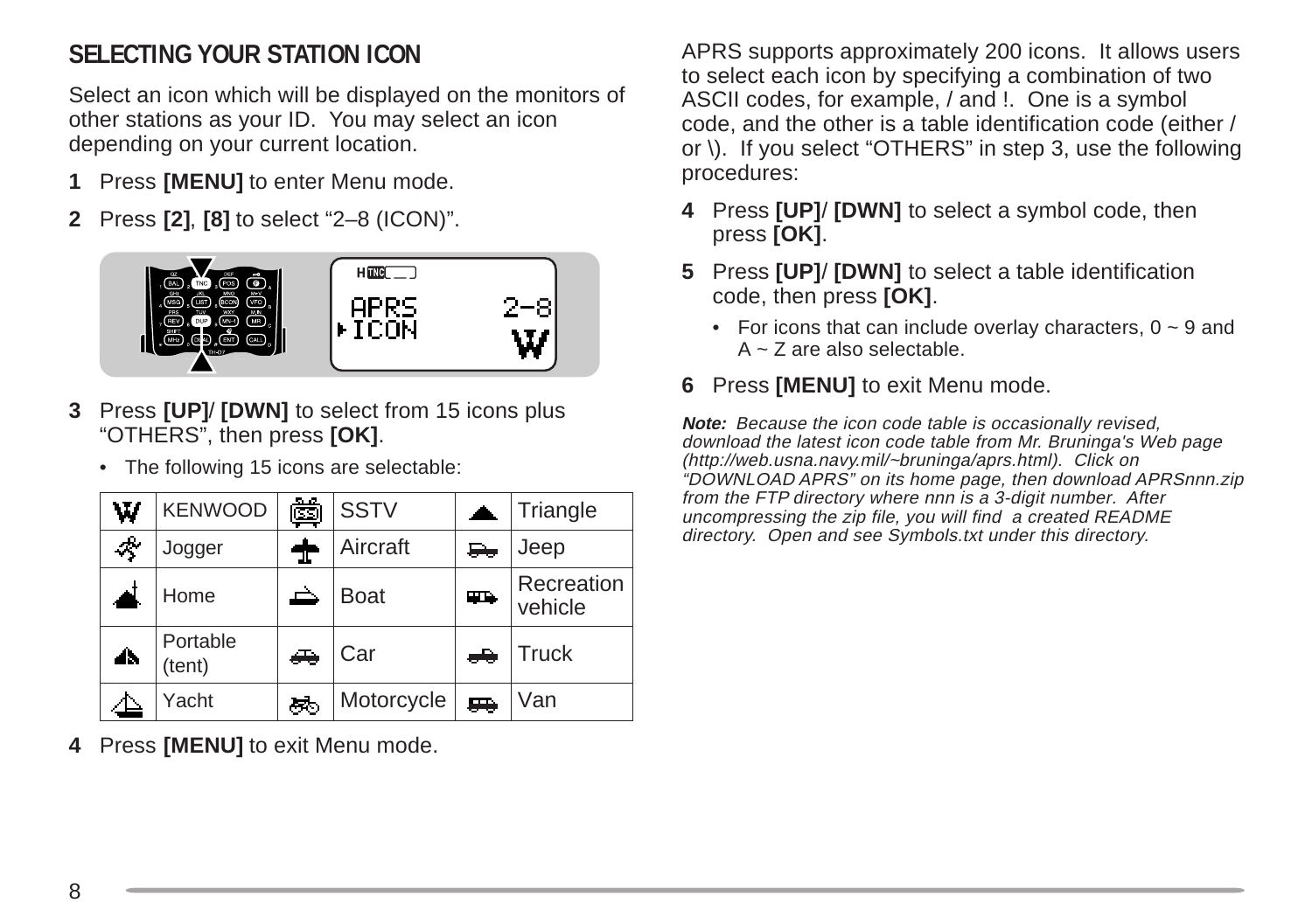## SELECTING YOUR STATION ICON

Select an icon which will be displayed on the monitors of other stations as your ID. You may select an icon depending on your current location.

**1** Press **[MENU]** to enter Menu mode.

**2** Press **[2]**, **[8]** to select “2–8 (ICON)”.

**3** Press **[UP]**/ **[DWN]** to select from 15 icons plus “OTHERS”, then press **[OK]**.

- The following 15 icons are selectable:

| | KENWOOD | | SSTV | | Triangle |
|---|---|---|---|---|---|
| | Jogger | | Aircraft | | Jeep |
| | Home | | Boat | | Recreation vehicle |
| | Portable (tent) | | Car | | Truck |
| | Yacht | | Motorcycle | | Van |

**4** Press **[MENU]** to exit Menu mode.

APRS supports approximately 200 icons. It allows users to select each icon by specifying a combination of two ASCII codes, for example, / and !. One is a symbol code, and the other is a table identification code (either / or \). If you select “OTHERS” in step 3, use the following procedures:

**4** Press **[UP]**/ **[DWN]** to select a symbol code, then press **[OK]**.

**5** Press **[UP]**/ **[DWN]** to select a table identification code, then press **[OK]**.

- For icons that can include overlay characters, 0 ~ 9 and A ~ Z are also selectable.

**6** Press **[MENU]** to exit Menu mode.

***Note:*** *Because the icon code table is occasionally revised, download the latest icon code table from Mr. Bruninga's Web page (http://web.usna.navy.mil/~bruninga/aprs.html). Click on “DOWNLOAD APRS” on its home page, then download APRSnnn.zip from the FTP directory where nnn is a 3-digit number. After uncompressing the zip file, you will find a created README directory. Open and see Symbols.txt under this directory.*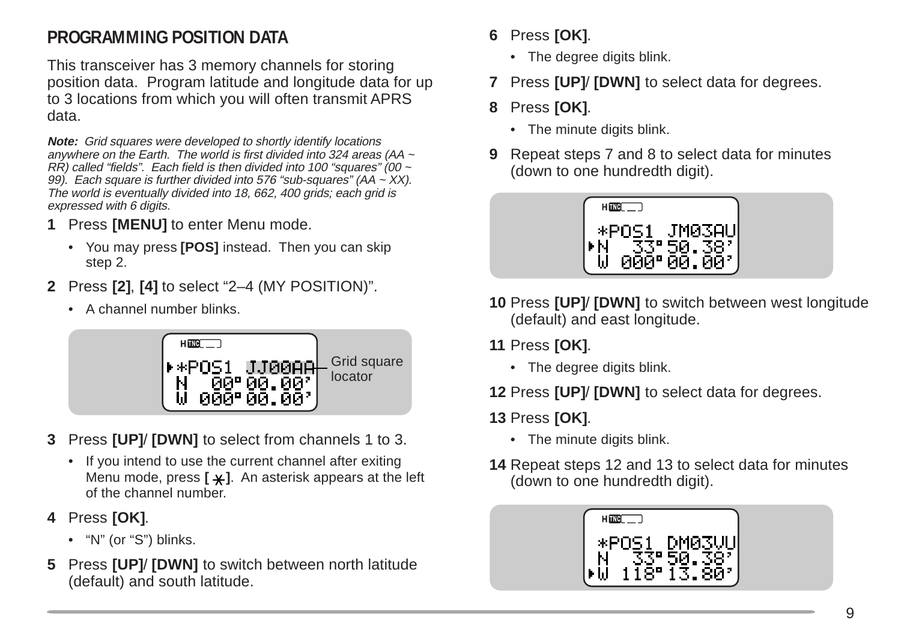## PROGRAMMING POSITION DATA

This transceiver has 3 memory channels for storing position data. Program latitude and longitude data for up to 3 locations from which you will often transmit APRS data.

***Note:*** *Grid squares were developed to shortly identify locations anywhere on the Earth. The world is first divided into 324 areas (AA ~ RR) called "fields". Each field is then divided into 100 "squares" (00 ~ 99). Each square is further divided into 576 "sub-squares" (AA ~ XX). The world is eventually divided into 18, 662, 400 grids; each grid is expressed with 6 digits.*

**1** Press **[MENU]** to enter Menu mode.

- You may press **[POS]** instead. Then you can skip step 2.

**2** Press **[2]**, **[4]** to select "2–4 (MY POSITION)".

- A channel number blinks.

```
*POS1 JJ00AA
 N  00° 00.00'
 W 000° 00.00'
```

Grid square locator

**3** Press **[UP]**/ **[DWN]** to select from channels 1 to 3.

- If you intend to use the current channel after exiting Menu mode, press **[ * ]**. An asterisk appears at the left of the channel number.

**4** Press **[OK]**.

- "N" (or "S") blinks.

**5** Press **[UP]**/ **[DWN]** to switch between north latitude (default) and south latitude.

**6** Press **[OK]**.

- The degree digits blink.

**7** Press **[UP]**/ **[DWN]** to select data for degrees.

**8** Press **[OK]**.

- The minute digits blink.

**9** Repeat steps 7 and 8 to select data for minutes (down to one hundredth digit).

```
*POS1 JM03AU
 N  33° 50.38'
 W 000° 00.00'
```

**10** Press **[UP]**/ **[DWN]** to switch between west longitude (default) and east longitude.

**11** Press **[OK]**.

- The degree digits blink.

**12** Press **[UP]**/ **[DWN]** to select data for degrees.

**13** Press **[OK]**.

- The minute digits blink.

**14** Repeat steps 12 and 13 to select data for minutes (down to one hundredth digit).

```
*POS1 DM03VU
 N  33° 50.38'
 W 118° 13.80'
```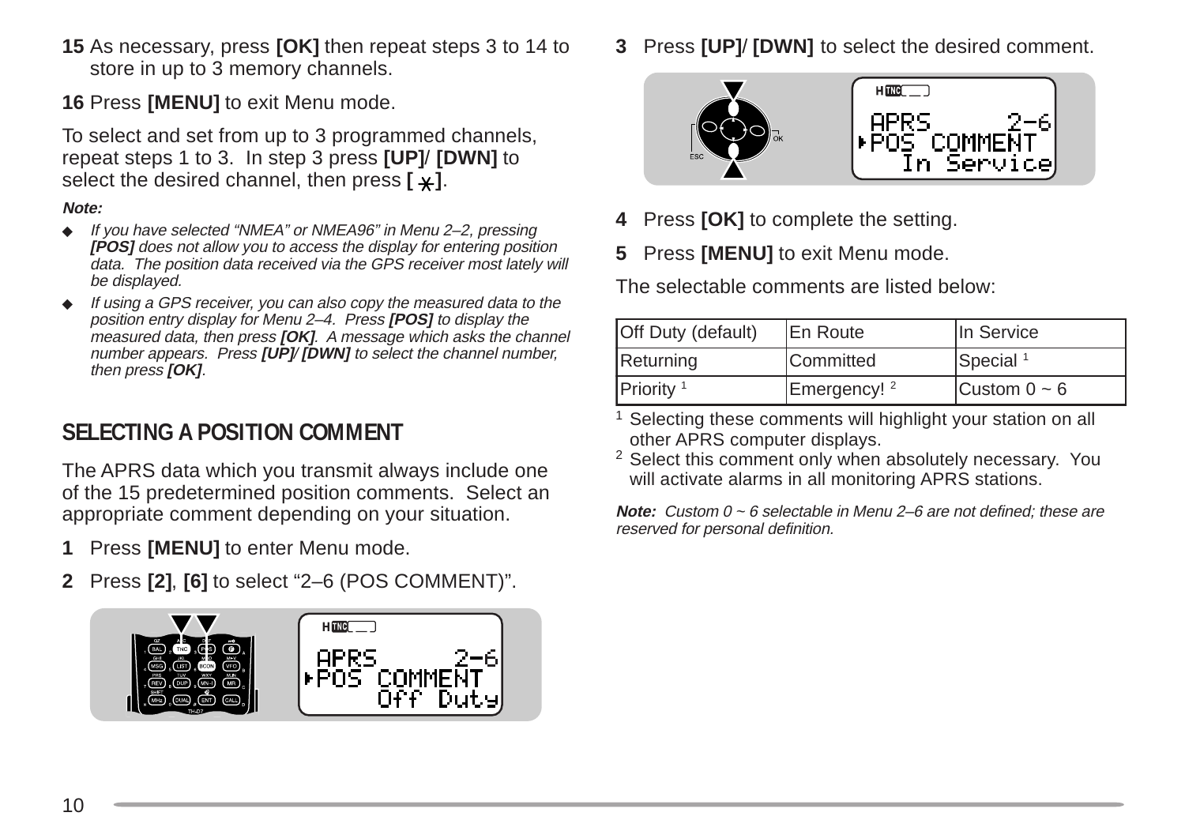**15** As necessary, press **[OK]** then repeat steps 3 to 14 to store in up to 3 memory channels.

**16** Press **[MENU]** to exit Menu mode.

To select and set from up to 3 programmed channels, repeat steps 1 to 3. In step 3 press **[UP]**/ **[DWN]** to select the desired channel, then press **[ ]**.

***Note:***

- *If you have selected "NMEA" or NMEA96" in Menu 2–2, pressing **[POS]** does not allow you to access the display for entering position data. The position data received via the GPS receiver most lately will be displayed.*
- *If using a GPS receiver, you can also copy the measured data to the position entry display for Menu 2–4. Press **[POS]** to display the measured data, then press **[OK]**. A message which asks the channel number appears. Press **[UP]**/ **[DWN]** to select the channel number, then press **[OK]**.*

## SELECTING A POSITION COMMENT

The APRS data which you transmit always include one of the 15 predetermined position comments. Select an appropriate comment depending on your situation.

**1** Press **[MENU]** to enter Menu mode.

**2** Press **[2]**, **[6]** to select "2–6 (POS COMMENT)".

**3** Press **[UP]**/ **[DWN]** to select the desired comment.

**4** Press **[OK]** to complete the setting.

**5** Press **[MENU]** to exit Menu mode.

The selectable comments are listed below:

| Off Duty (default) | En Route | In Service |
|---|---|---|
| Returning | Committed | Special [1] |
| Priority [1] | Emergency! [2] | Custom 0 ~ 6 |

[1] Selecting these comments will highlight your station on all other APRS computer displays.
[2] Select this comment only when absolutely necessary. You will activate alarms in all monitoring APRS stations.

***Note:*** *Custom 0 ~ 6 selectable in Menu 2–6 are not defined; these are reserved for personal definition.*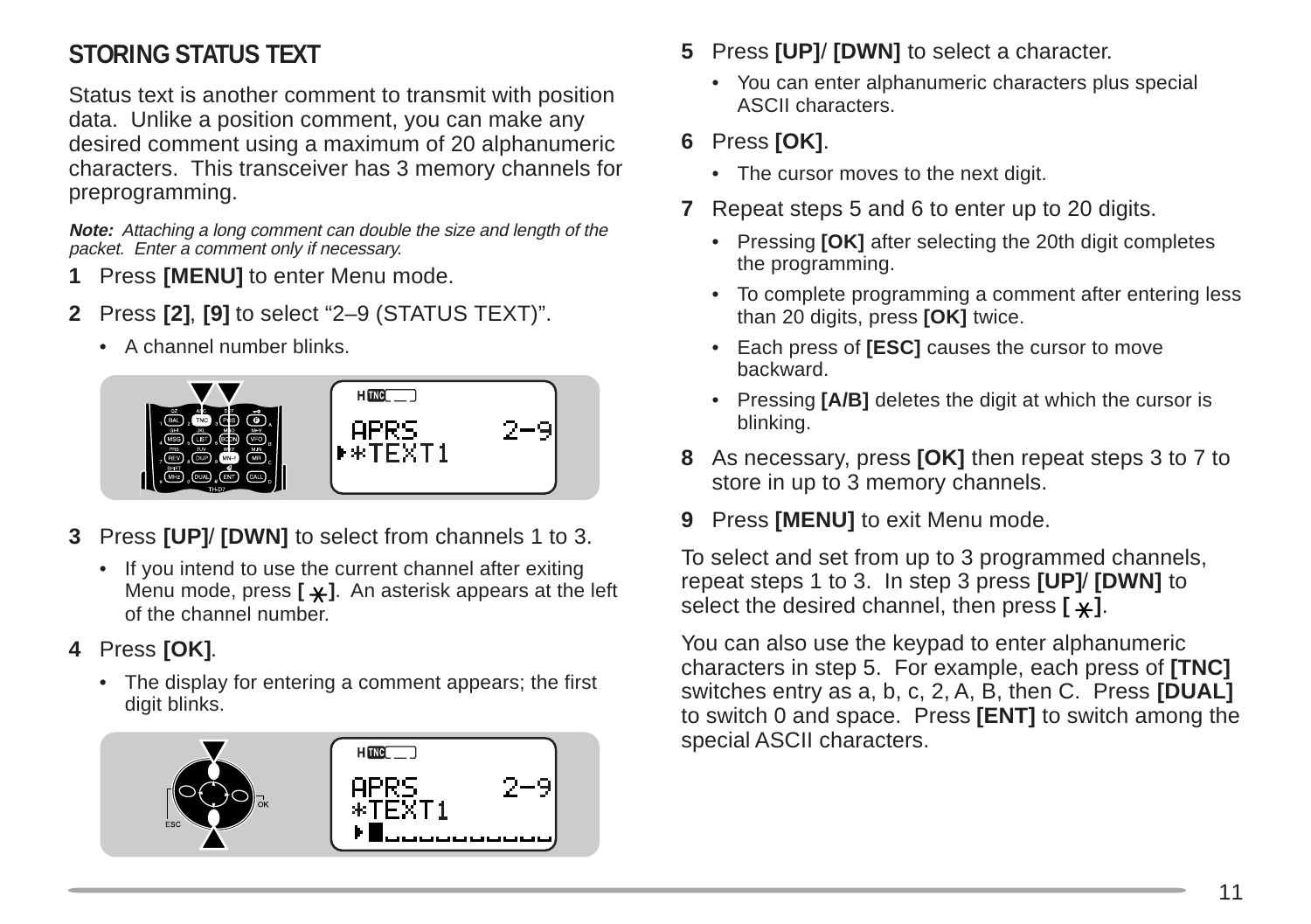## STORING STATUS TEXT

Status text is another comment to transmit with position data. Unlike a position comment, you can make any desired comment using a maximum of 20 alphanumeric characters. This transceiver has 3 memory channels for preprogramming.

***Note:*** *Attaching a long comment can double the size and length of the packet. Enter a comment only if necessary.*

**1** Press **[MENU]** to enter Menu mode.

**2** Press **[2]**, **[9]** to select “2–9 (STATUS TEXT)”.

- A channel number blinks.

**3** Press **[UP]**/ **[DWN]** to select from channels 1 to 3.

- If you intend to use the current channel after exiting Menu mode, press **[ * ]**. An asterisk appears at the left of the channel number.

**4** Press **[OK]**.

- The display for entering a comment appears; the first digit blinks.

**5** Press **[UP]**/ **[DWN]** to select a character.

- You can enter alphanumeric characters plus special ASCII characters.

**6** Press **[OK]**.

- The cursor moves to the next digit.

**7** Repeat steps 5 and 6 to enter up to 20 digits.

- Pressing **[OK]** after selecting the 20th digit completes the programming.
- To complete programming a comment after entering less than 20 digits, press **[OK]** twice.
- Each press of **[ESC]** causes the cursor to move backward.
- Pressing **[A/B]** deletes the digit at which the cursor is blinking.

**8** As necessary, press **[OK]** then repeat steps 3 to 7 to store in up to 3 memory channels.

**9** Press **[MENU]** to exit Menu mode.

To select and set from up to 3 programmed channels, repeat steps 1 to 3. In step 3 press **[UP]**/ **[DWN]** to select the desired channel, then press **[ * ]**.

You can also use the keypad to enter alphanumeric characters in step 5. For example, each press of **[TNC]** switches entry as a, b, c, 2, A, B, then C. Press **[DUAL]** to switch 0 and space. Press **[ENT]** to switch among the special ASCII characters.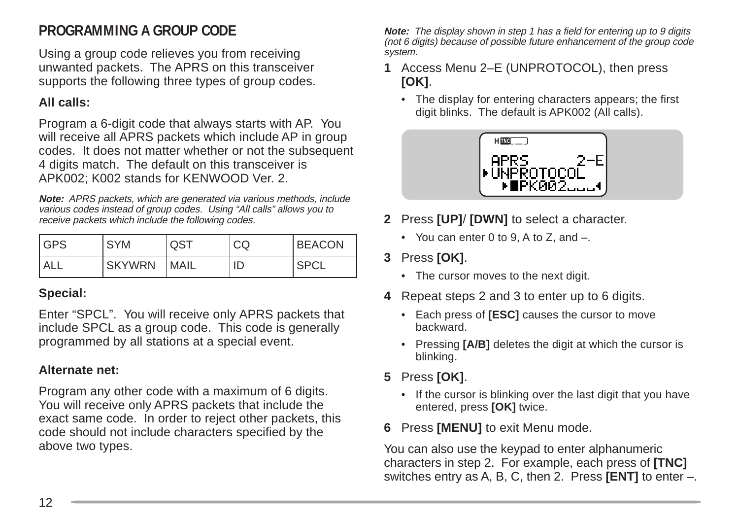## PROGRAMMING A GROUP CODE

Using a group code relieves you from receiving unwanted packets. The APRS on this transceiver supports the following three types of group codes.

**All calls:**

Program a 6-digit code that always starts with AP. You will receive all APRS packets which include AP in group codes. It does not matter whether or not the subsequent 4 digits match. The default on this transceiver is APK002; K002 stands for KENWOOD Ver. 2.

***Note:*** *APRS packets, which are generated via various methods, include various codes instead of group codes. Using "All calls" allows you to receive packets which include the following codes.*

| GPS | SYM | QST | CQ | BEACON |
|---|---|---|---|---|
| ALL | SKYWRN | MAIL | ID | SPCL |

**Special:**

Enter "SPCL". You will receive only APRS packets that include SPCL as a group code. This code is generally programmed by all stations at a special event.

**Alternate net:**

Program any other code with a maximum of 6 digits. You will receive only APRS packets that include the exact same code. In order to reject other packets, this code should not include characters specified by the above two types.

***Note:*** *The display shown in step 1 has a field for entering up to 9 digits (not 6 digits) because of possible future enhancement of the group code system.*

**1** Access Menu 2–E (UNPROTOCOL), then press **[OK]**.

- The display for entering characters appears; the first digit blinks. The default is APK002 (All calls).

```
H TNC
 APRS       2-E
▶UNPROTOCOL
   ▶■PK002___◀
```

**2** Press **[UP]**/ **[DWN]** to select a character.

- You can enter 0 to 9, A to Z, and –.

**3** Press **[OK]**.

- The cursor moves to the next digit.

**4** Repeat steps 2 and 3 to enter up to 6 digits.

- Each press of **[ESC]** causes the cursor to move backward.
- Pressing **[A/B]** deletes the digit at which the cursor is blinking.

**5** Press **[OK]**.

- If the cursor is blinking over the last digit that you have entered, press **[OK]** twice.

**6** Press **[MENU]** to exit Menu mode.

You can also use the keypad to enter alphanumeric characters in step 2. For example, each press of **[TNC]** switches entry as A, B, C, then 2. Press **[ENT]** to enter –.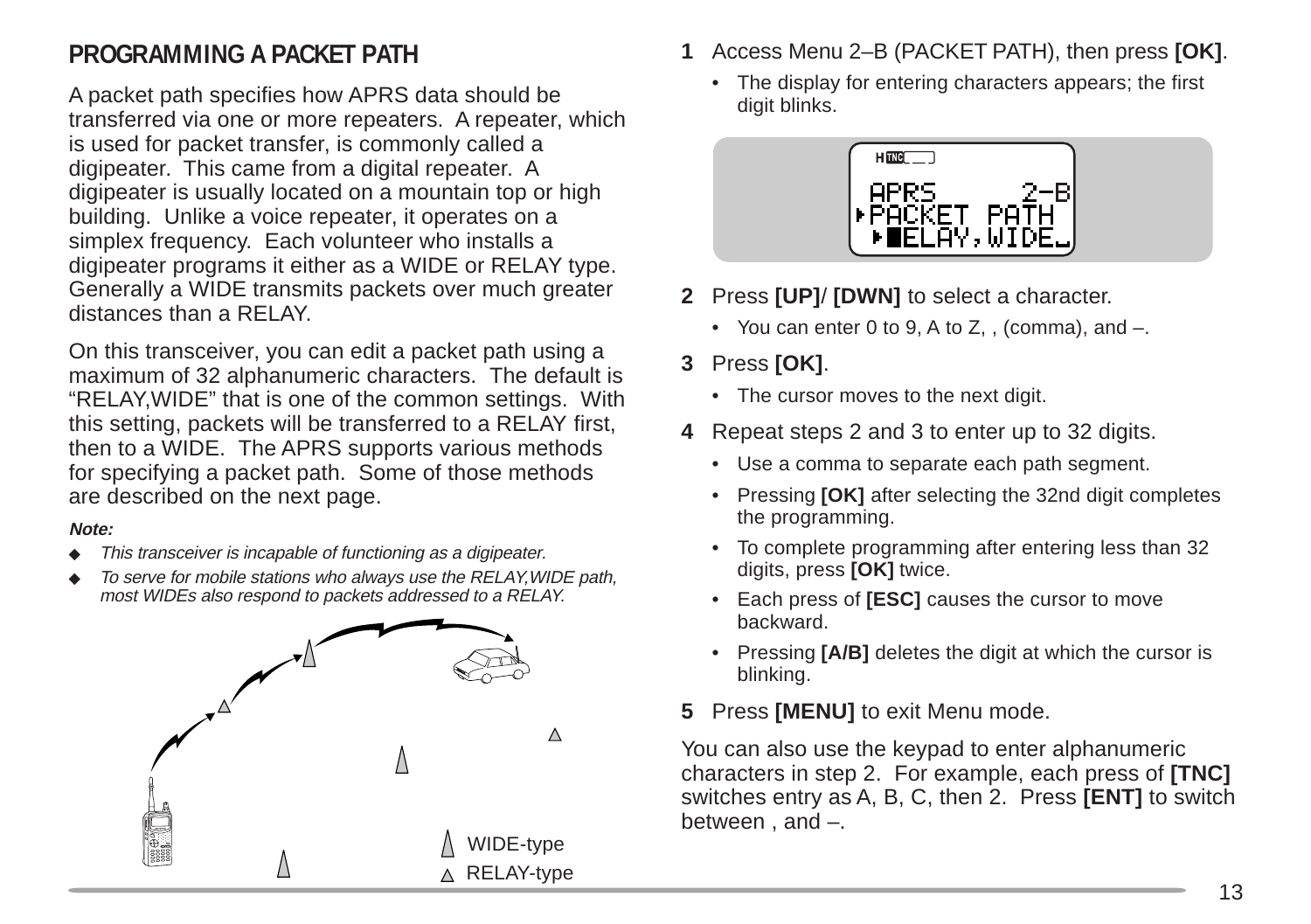## PROGRAMMING A PACKET PATH

A packet path specifies how APRS data should be transferred via one or more repeaters. A repeater, which is used for packet transfer, is commonly called a digipeater. This came from a digital repeater. A digipeater is usually located on a mountain top or high building. Unlike a voice repeater, it operates on a simplex frequency. Each volunteer who installs a digipeater programs it either as a WIDE or RELAY type. Generally a WIDE transmits packets over much greater distances than a RELAY.

On this transceiver, you can edit a packet path using a maximum of 32 alphanumeric characters. The default is "RELAY,WIDE" that is one of the common settings. With this setting, packets will be transferred to a RELAY first, then to a WIDE. The APRS supports various methods for specifying a packet path. Some of those methods are described on the next page.

***Note:***

- *This transceiver is incapable of functioning as a digipeater.*
- *To serve for mobile stations who always use the RELAY,WIDE path, most WIDEs also respond to packets addressed to a RELAY.*

WIDE-type
RELAY-type

**1** Access Menu 2–B (PACKET PATH), then press **[OK]**.

- The display for entering characters appears; the first digit blinks.

```
APRS      2–B
▸PACKET PATH
 ▸█ELAY,WIDE
```

**2** Press **[UP]**/ **[DWN]** to select a character.

- You can enter 0 to 9, A to Z, , (comma), and –.

**3** Press **[OK]**.

- The cursor moves to the next digit.

**4** Repeat steps 2 and 3 to enter up to 32 digits.

- Use a comma to separate each path segment.
- Pressing **[OK]** after selecting the 32nd digit completes the programming.
- To complete programming after entering less than 32 digits, press **[OK]** twice.
- Each press of **[ESC]** causes the cursor to move backward.
- Pressing **[A/B]** deletes the digit at which the cursor is blinking.

**5** Press **[MENU]** to exit Menu mode.

You can also use the keypad to enter alphanumeric characters in step 2. For example, each press of **[TNC]** switches entry as A, B, C, then 2. Press **[ENT]** to switch between , and –.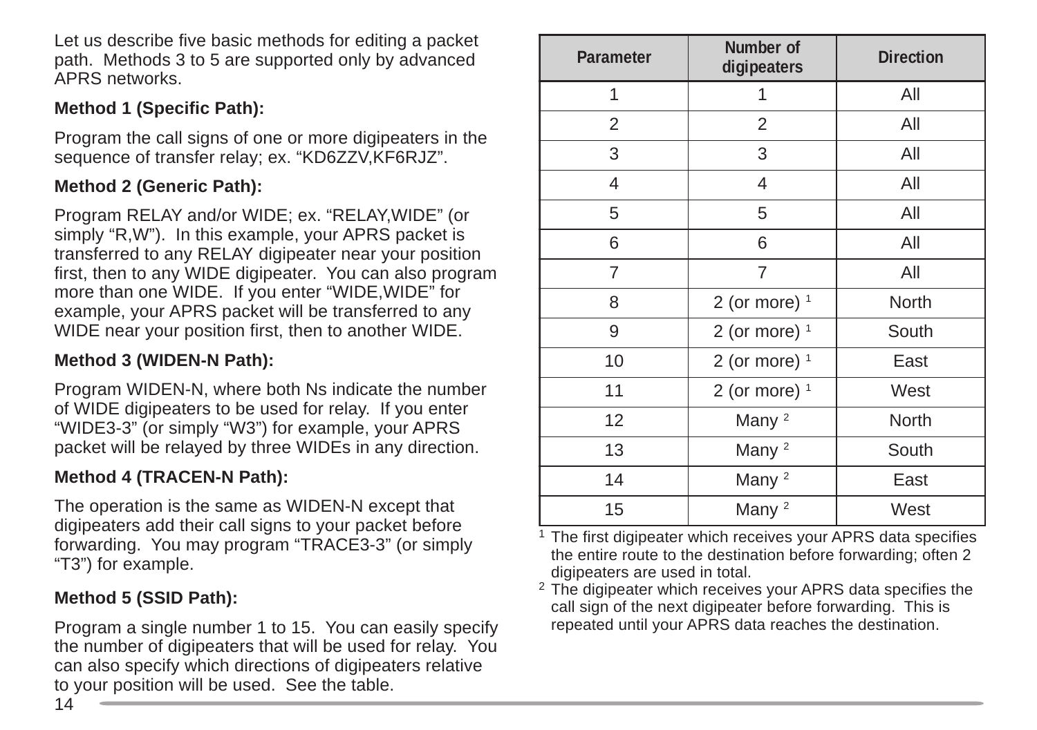Let us describe five basic methods for editing a packet path. Methods 3 to 5 are supported only by advanced APRS networks.

**Method 1 (Specific Path):**

Program the call signs of one or more digipeaters in the sequence of transfer relay; ex. "KD6ZZV,KF6RJZ".

**Method 2 (Generic Path):**

Program RELAY and/or WIDE; ex. "RELAY,WIDE" (or simply "R,W"). In this example, your APRS packet is transferred to any RELAY digipeater near your position first, then to any WIDE digipeater. You can also program more than one WIDE. If you enter "WIDE,WIDE" for example, your APRS packet will be transferred to any WIDE near your position first, then to another WIDE.

**Method 3 (WIDEN-N Path):**

Program WIDEN-N, where both Ns indicate the number of WIDE digipeaters to be used for relay. If you enter "WIDE3-3" (or simply "W3") for example, your APRS packet will be relayed by three WIDEs in any direction.

**Method 4 (TRACEN-N Path):**

The operation is the same as WIDEN-N except that digipeaters add their call signs to your packet before forwarding. You may program "TRACE3-3" (or simply "T3") for example.

**Method 5 (SSID Path):**

Program a single number 1 to 15. You can easily specify the number of digipeaters that will be used for relay. You can also specify which directions of digipeaters relative to your position will be used. See the table.

| Parameter | Number of digipeaters | Direction |
|---|---|---|
| 1 | 1 | All |
| 2 | 2 | All |
| 3 | 3 | All |
| 4 | 4 | All |
| 5 | 5 | All |
| 6 | 6 | All |
| 7 | 7 | All |
| 8 | 2 (or more) [1] | North |
| 9 | 2 (or more) [1] | South |
| 10 | 2 (or more) [1] | East |
| 11 | 2 (or more) [1] | West |
| 12 | Many [2] | North |
| 13 | Many [2] | South |
| 14 | Many [2] | East |
| 15 | Many [2] | West |

[1] The first digipeater which receives your APRS data specifies the entire route to the destination before forwarding; often 2 digipeaters are used in total.

[2] The digipeater which receives your APRS data specifies the call sign of the next digipeater before forwarding. This is repeated until your APRS data reaches the destination.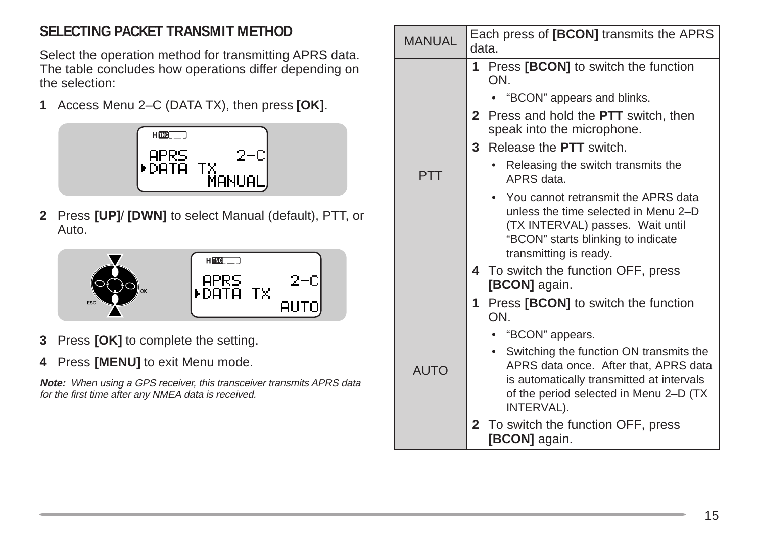## SELECTING PACKET TRANSMIT METHOD

Select the operation method for transmitting APRS data. The table concludes how operations differ depending on the selection:

**1** Access Menu 2–C (DATA TX), then press **[OK]**.

**2** Press **[UP]**/ **[DWN]** to select Manual (default), PTT, or Auto.

**3** Press **[OK]** to complete the setting.

**4** Press **[MENU]** to exit Menu mode.

***Note:*** *When using a GPS receiver, this transceiver transmits APRS data for the first time after any NMEA data is received.*

| | |
|---|---|
| MANUAL | Each press of **[BCON]** transmits the APRS data. |
| PTT | **1** Press **[BCON]** to switch the function ON.<br>• "BCON" appears and blinks.<br>**2** Press and hold the **PTT** switch, then speak into the microphone.<br>**3** Release the **PTT** switch.<br>• Releasing the switch transmits the APRS data.<br>• You cannot retransmit the APRS data unless the time selected in Menu 2–D (TX INTERVAL) passes. Wait until "BCON" starts blinking to indicate transmitting is ready.<br>**4** To switch the function OFF, press **[BCON]** again. |
| AUTO | **1** Press **[BCON]** to switch the function ON.<br>• "BCON" appears.<br>• Switching the function ON transmits the APRS data once. After that, APRS data is automatically transmitted at intervals of the period selected in Menu 2–D (TX INTERVAL).<br>**2** To switch the function OFF, press **[BCON]** again. |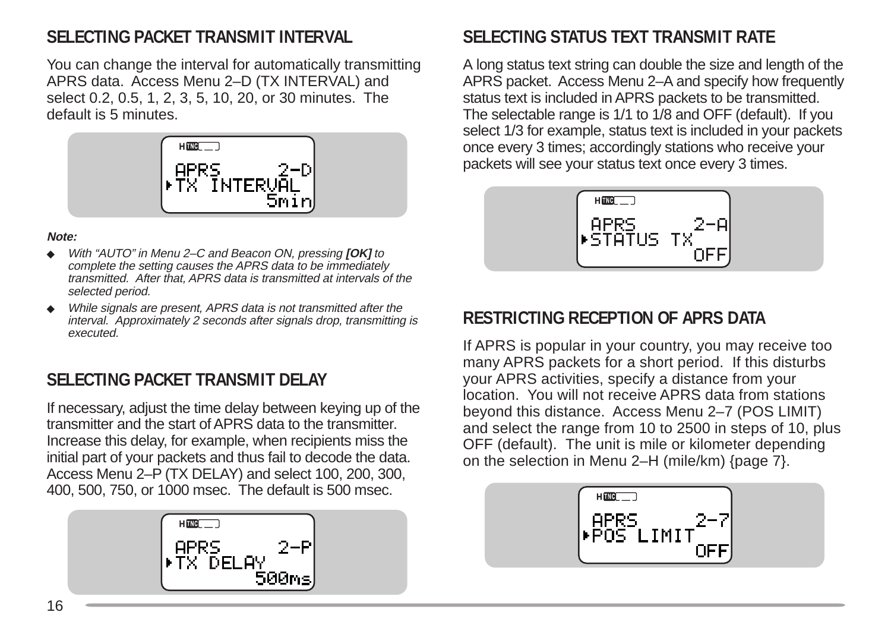## SELECTING PACKET TRANSMIT INTERVAL

You can change the interval for automatically transmitting APRS data. Access Menu 2–D (TX INTERVAL) and select 0.2, 0.5, 1, 2, 3, 5, 10, 20, or 30 minutes. The default is 5 minutes.

```
APRS      2-D
▸TX INTERVAL
          5min
```

***Note:***

- *With "AUTO" in Menu 2–C and Beacon ON, pressing **[OK]** to complete the setting causes the APRS data to be immediately transmitted. After that, APRS data is transmitted at intervals of the selected period.*
- *While signals are present, APRS data is not transmitted after the interval. Approximately 2 seconds after signals drop, transmitting is executed.*

## SELECTING PACKET TRANSMIT DELAY

If necessary, adjust the time delay between keying up of the transmitter and the start of APRS data to the transmitter. Increase this delay, for example, when recipients miss the initial part of your packets and thus fail to decode the data. Access Menu 2–P (TX DELAY) and select 100, 200, 300, 400, 500, 750, or 1000 msec. The default is 500 msec.

```
APRS      2-P
▸TX DELAY
         500ms
```

## SELECTING STATUS TEXT TRANSMIT RATE

A long status text string can double the size and length of the APRS packet. Access Menu 2–A and specify how frequently status text is included in APRS packets to be transmitted. The selectable range is 1/1 to 1/8 and OFF (default). If you select 1/3 for example, status text is included in your packets once every 3 times; accordingly stations who receive your packets will see your status text once every 3 times.

```
APRS      2-A
▸STATUS TX
           OFF
```

## RESTRICTING RECEPTION OF APRS DATA

If APRS is popular in your country, you may receive too many APRS packets for a short period. If this disturbs your APRS activities, specify a distance from your location. You will not receive APRS data from stations beyond this distance. Access Menu 2–7 (POS LIMIT) and select the range from 10 to 2500 in steps of 10, plus OFF (default). The unit is mile or kilometer depending on the selection in Menu 2–H (mile/km) {page 7}.

```
APRS      2-7
▸POS LIMIT
           OFF
```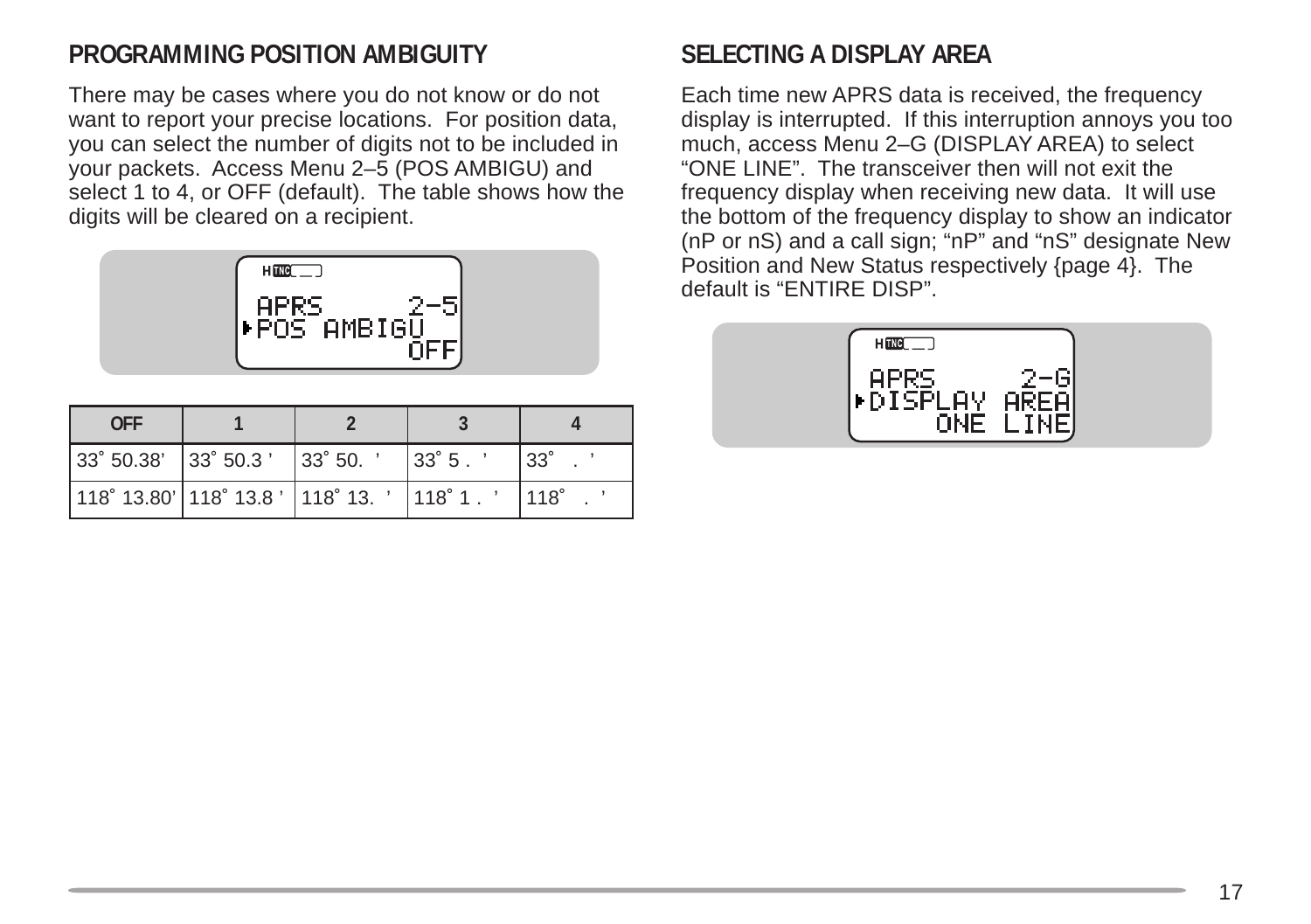## PROGRAMMING POSITION AMBIGUITY

There may be cases where you do not know or do not want to report your precise locations. For position data, you can select the number of digits not to be included in your packets. Access Menu 2–5 (POS AMBIGU) and select 1 to 4, or OFF (default). The table shows how the digits will be cleared on a recipient.

| OFF | 1 | 2 | 3 | 4 |
|---|---|---|---|---|
| 33˚ 50.38' | 33˚ 50.3 ' | 33˚ 50.  ' | 33˚ 5 .  ' | 33˚   .  ' |
| 118˚ 13.80' | 118˚ 13.8 ' | 118˚ 13.  ' | 118˚ 1 .  ' | 118˚   .  ' |

## SELECTING A DISPLAY AREA

Each time new APRS data is received, the frequency display is interrupted. If this interruption annoys you too much, access Menu 2–G (DISPLAY AREA) to select "ONE LINE". The transceiver then will not exit the frequency display when receiving new data. It will use the bottom of the frequency display to show an indicator (nP or nS) and a call sign; "nP" and "nS" designate New Position and New Status respectively {page 4}. The default is "ENTIRE DISP".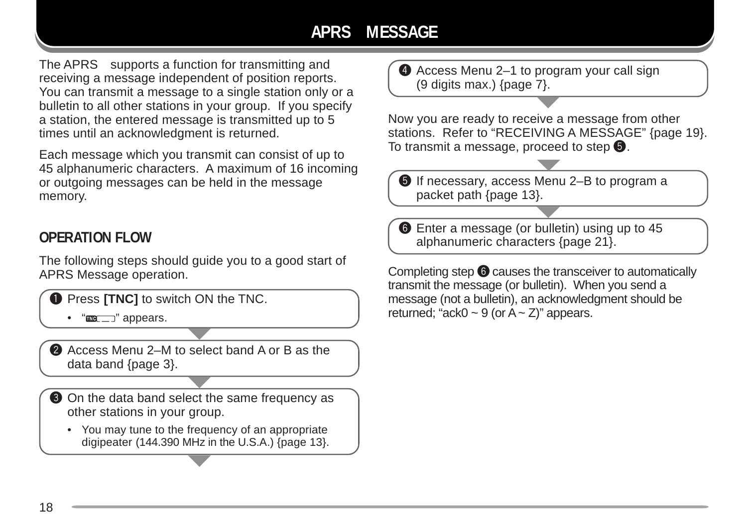# APRS MESSAGE

The APRS supports a function for transmitting and receiving a message independent of position reports. You can transmit a message to a single station only or a bulletin to all other stations in your group. If you specify a station, the entered message is transmitted up to 5 times until an acknowledgment is returned.

Each message which you transmit can consist of up to 45 alphanumeric characters. A maximum of 16 incoming or outgoing messages can be held in the message memory.

## OPERATION FLOW

The following steps should guide you to a good start of APRS Message operation.

➊ Press **[TNC]** to switch ON the TNC.

- "TNC" appears.

➋ Access Menu 2–M to select band A or B as the data band {page 3}.

➌ On the data band select the same frequency as other stations in your group.

- You may tune to the frequency of an appropriate digipeater (144.390 MHz in the U.S.A.) {page 13}.

➍ Access Menu 2–1 to program your call sign (9 digits max.) {page 7}.

Now you are ready to receive a message from other stations. Refer to "RECEIVING A MESSAGE" {page 19}. To transmit a message, proceed to step ➎.

➎ If necessary, access Menu 2–B to program a packet path {page 13}.

➏ Enter a message (or bulletin) using up to 45 alphanumeric characters {page 21}.

Completing step ➏ causes the transceiver to automatically transmit the message (or bulletin). When you send a message (not a bulletin), an acknowledgment should be returned; "ack0 ~ 9 (or A ~ Z)" appears.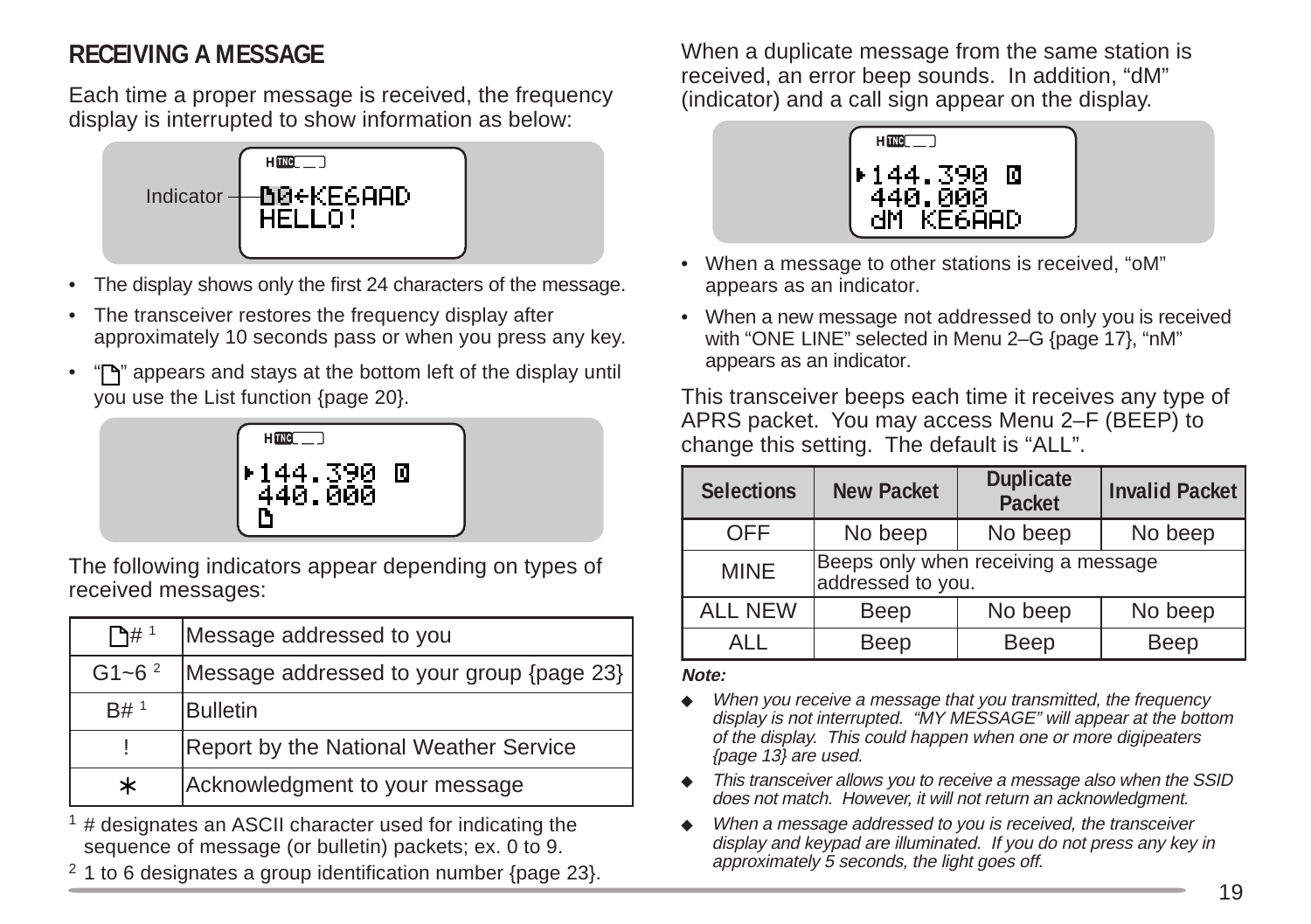## RECEIVING A MESSAGE

Each time a proper message is received, the frequency display is interrupted to show information as below:

Indicator

```
H TNC
▯0←KE6AAD
HELLO!
```

- The display shows only the first 24 characters of the message.
- The transceiver restores the frequency display after approximately 10 seconds pass or when you press any key.
- "▯" appears and stays at the bottom left of the display until you use the List function {page 20}.

```
H TNC
▸144.390 D
 440.000
▯
```

The following indicators appear depending on types of received messages:

| | |
|---|---|
| ▯# [1] | Message addressed to you |
| G1~6 [2] | Message addressed to your group {page 23} |
| B# [1] | Bulletin |
| ! | Report by the National Weather Service |
| ∗ | Acknowledgment to your message |

[1] # designates an ASCII character used for indicating the sequence of message (or bulletin) packets; ex. 0 to 9.

[2] 1 to 6 designates a group identification number {page 23}.

When a duplicate message from the same station is received, an error beep sounds. In addition, "dM" (indicator) and a call sign appear on the display.

```
H TNC
▸144.390 D
 440.000
 dM KE6AAD
```

- When a message to other stations is received, "oM" appears as an indicator.
- When a new message not addressed to only you is received with "ONE LINE" selected in Menu 2–G {page 17}, "nM" appears as an indicator.

This transceiver beeps each time it receives any type of APRS packet. You may access Menu 2–F (BEEP) to change this setting. The default is "ALL".

| Selections | New Packet | Duplicate Packet | Invalid Packet |
|---|---|---|---|
| OFF | No beep | No beep | No beep |
| MINE | Beeps only when receiving a message addressed to you. | | |
| ALL NEW | Beep | No beep | No beep |
| ALL | Beep | Beep | Beep |

***Note:***

- *When you receive a message that you transmitted, the frequency display is not interrupted. "MY MESSAGE" will appear at the bottom of the display. This could happen when one or more digipeaters {page 13} are used.*
- *This transceiver allows you to receive a message also when the SSID does not match. However, it will not return an acknowledgment.*
- *When a message addressed to you is received, the transceiver display and keypad are illuminated. If you do not press any key in approximately 5 seconds, the light goes off.*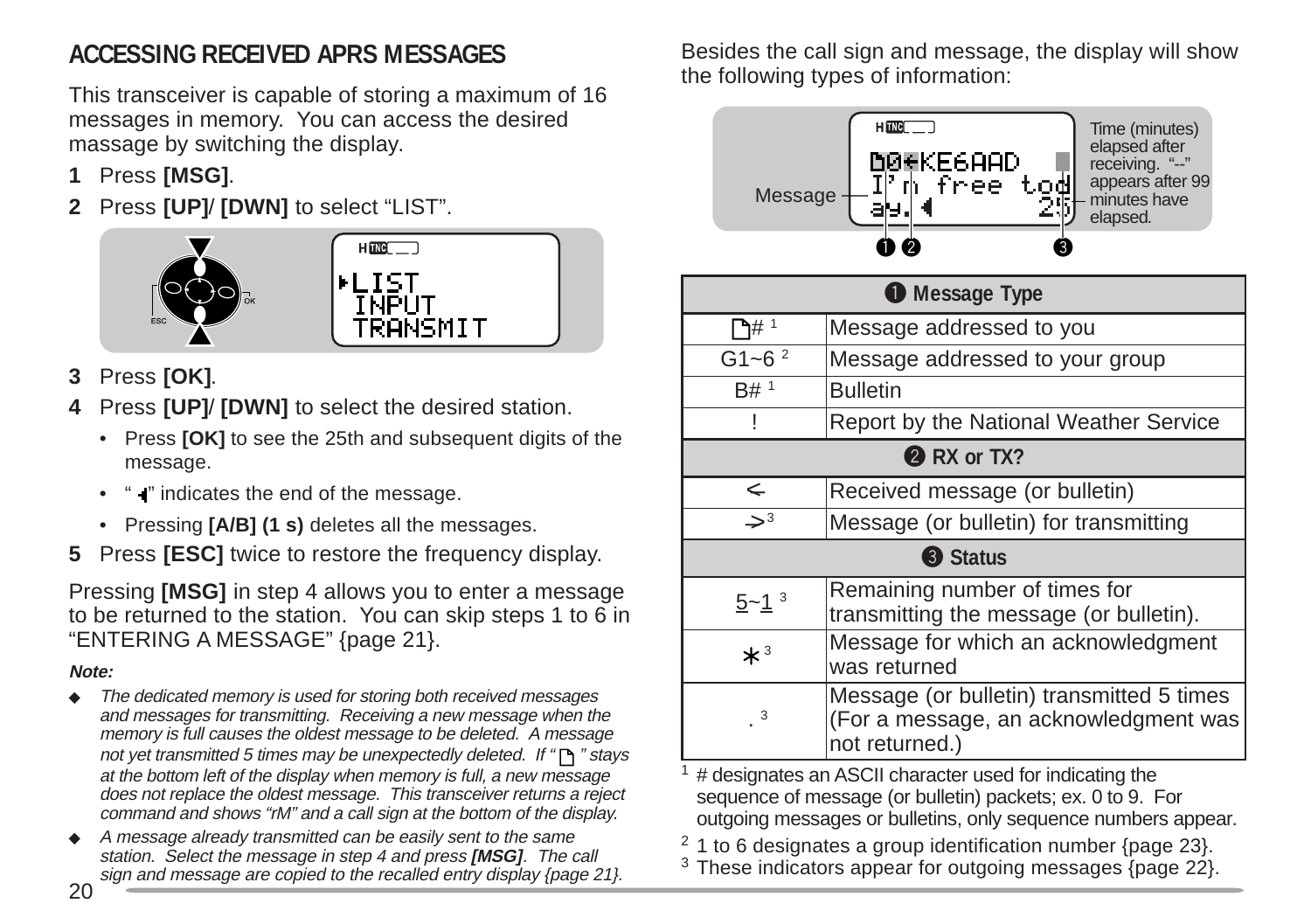## ACCESSING RECEIVED APRS MESSAGES

This transceiver is capable of storing a maximum of 16 messages in memory. You can access the desired massage by switching the display.

**1** Press **[MSG]**.

**2** Press **[UP]**/ **[DWN]** to select "LIST".

```
▸LIST
 INPUT
 TRANSMIT
```

**3** Press **[OK]**.

**4** Press **[UP]**/ **[DWN]** to select the desired station.

- Press **[OK]** to see the 25th and subsequent digits of the message.
- "◂" indicates the end of the message.
- Pressing **[A/B] (1 s)** deletes all the messages.

**5** Press **[ESC]** twice to restore the frequency display.

Pressing **[MSG]** in step 4 allows you to enter a message to be returned to the station. You can skip steps 1 to 6 in "ENTERING A MESSAGE" {page 21}.

***Note:***

- *The dedicated memory is used for storing both received messages and messages for transmitting. Receiving a new message when the memory is full causes the oldest message to be deleted. A message not yet transmitted 5 times may be unexpectedly deleted. If "🗋" stays at the bottom left of the display when memory is full, a new message does not replace the oldest message. This transceiver returns a reject command and shows "rM" and a call sign at the bottom of the display.*
- *A message already transmitted can be easily sent to the same station. Select the message in step 4 and press **[MSG]**. The call sign and message are copied to the recalled entry display {page 21}.*

Besides the call sign and message, the display will show the following types of information:

```
🗋0←KE6AAD
I'm free tod
ay.◂      25
```

Message ❶ ❷ ❸ — Time (minutes) elapsed after receiving. "--" appears after 99 minutes have elapsed.

| ❶ Message Type | |
|---|---|
| 🗋# [1] | Message addressed to you |
| G1~6 [2] | Message addressed to your group |
| B# [1] | Bulletin |
| ! | Report by the National Weather Service |
| **❷ RX or TX?** | |
| ← | Received message (or bulletin) |
| → [3] | Message (or bulletin) for transmitting |
| **❸ Status** | |
| 5~1 [3] | Remaining number of times for transmitting the message (or bulletin). |
| * [3] | Message for which an acknowledgment was returned |
| . [3] | Message (or bulletin) transmitted 5 times (For a message, an acknowledgment was not returned.) |

[1] # designates an ASCII character used for indicating the sequence of message (or bulletin) packets; ex. 0 to 9. For outgoing messages or bulletins, only sequence numbers appear.

[2] 1 to 6 designates a group identification number {page 23}.

[3] These indicators appear for outgoing messages {page 22}.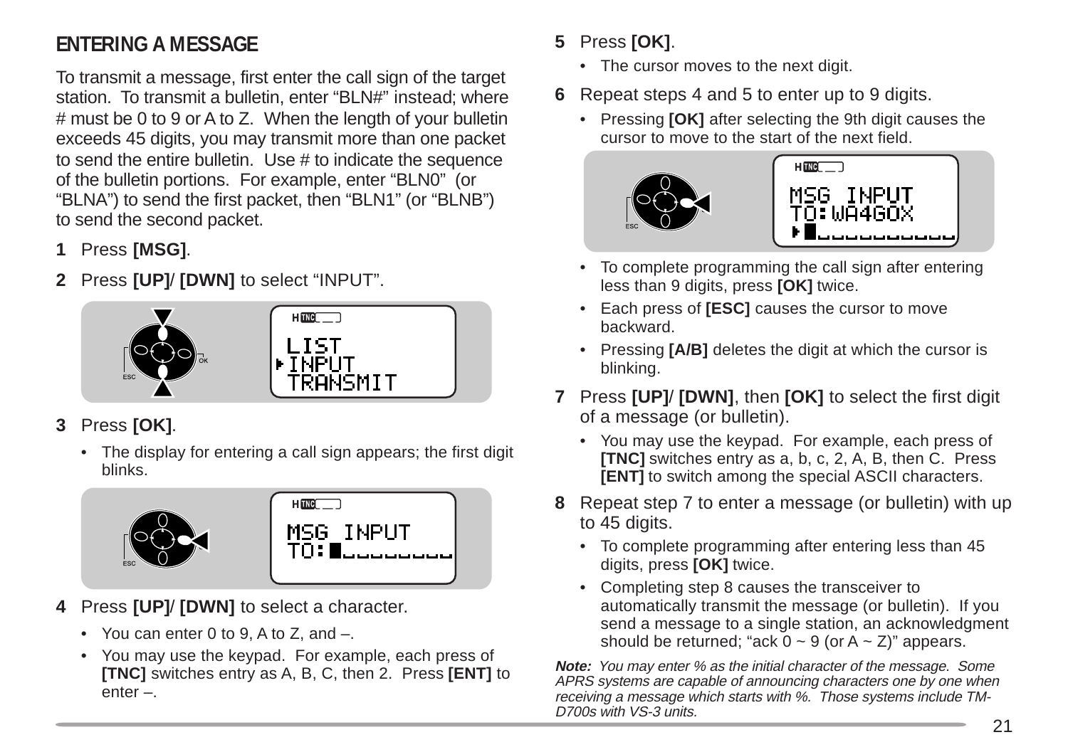## ENTERING A MESSAGE

To transmit a message, first enter the call sign of the target station. To transmit a bulletin, enter “BLN#” instead; where # must be 0 to 9 or A to Z. When the length of your bulletin exceeds 45 digits, you may transmit more than one packet to send the entire bulletin. Use # to indicate the sequence of the bulletin portions. For example, enter “BLN0” (or “BLNA”) to send the first packet, then “BLN1” (or “BLNB”) to send the second packet.

**1** Press **[MSG]**.

**2** Press **[UP]**/ **[DWN]** to select “INPUT”.

LIST
▸INPUT
TRANSMIT

**3** Press **[OK]**.

- The display for entering a call sign appears; the first digit blinks.

MSG INPUT
TO:█________

**4** Press **[UP]**/ **[DWN]** to select a character.

- You can enter 0 to 9, A to Z, and –.
- You may use the keypad. For example, each press of **[TNC]** switches entry as A, B, C, then 2. Press **[ENT]** to enter –.

**5** Press **[OK]**.

- The cursor moves to the next digit.

**6** Repeat steps 4 and 5 to enter up to 9 digits.

- Pressing **[OK]** after selecting the 9th digit causes the cursor to move to the start of the next field.

MSG INPUT
TO:WA4GOX
▸█__________

- To complete programming the call sign after entering less than 9 digits, press **[OK]** twice.
- Each press of **[ESC]** causes the cursor to move backward.
- Pressing **[A/B]** deletes the digit at which the cursor is blinking.

**7** Press **[UP]**/ **[DWN]**, then **[OK]** to select the first digit of a message (or bulletin).

- You may use the keypad. For example, each press of **[TNC]** switches entry as a, b, c, 2, A, B, then C. Press **[ENT]** to switch among the special ASCII characters.

**8** Repeat step 7 to enter a message (or bulletin) with up to 45 digits.

- To complete programming after entering less than 45 digits, press **[OK]** twice.
- Completing step 8 causes the transceiver to automatically transmit the message (or bulletin). If you send a message to a single station, an acknowledgment should be returned; “ack 0 ~ 9 (or A ~ Z)” appears.

***Note:*** *You may enter % as the initial character of the message. Some APRS systems are capable of announcing characters one by one when receiving a message which starts with %. Those systems include TM-D700s with VS-3 units.*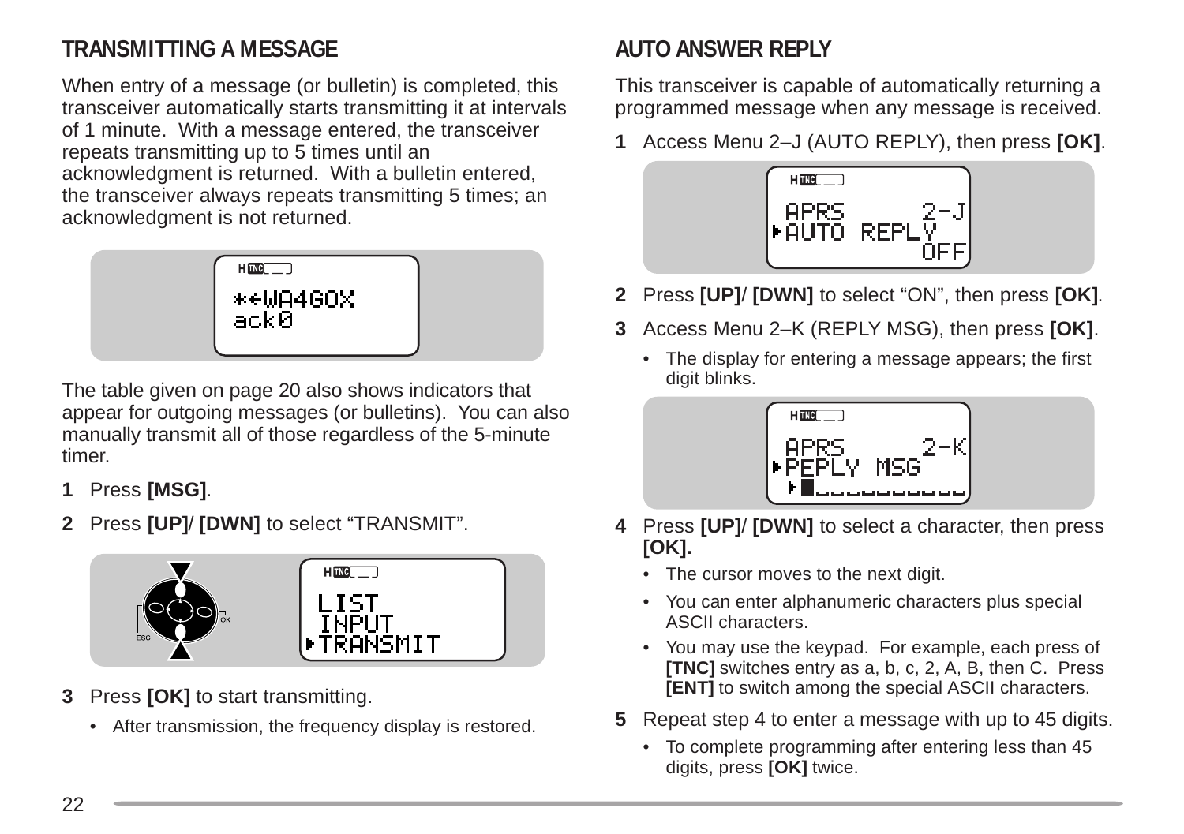## TRANSMITTING A MESSAGE

When entry of a message (or bulletin) is completed, this transceiver automatically starts transmitting it at intervals of 1 minute. With a message entered, the transceiver repeats transmitting up to 5 times until an acknowledgment is returned. With a bulletin entered, the transceiver always repeats transmitting 5 times; an acknowledgment is not returned.

The table given on page 20 also shows indicators that appear for outgoing messages (or bulletins). You can also manually transmit all of those regardless of the 5-minute timer.

**1** Press **[MSG]**.

**2** Press **[UP]**/ **[DWN]** to select "TRANSMIT".

**3** Press **[OK]** to start transmitting.

- After transmission, the frequency display is restored.

## AUTO ANSWER REPLY

This transceiver is capable of automatically returning a programmed message when any message is received.

**1** Access Menu 2–J (AUTO REPLY), then press **[OK]**.

**2** Press **[UP]**/ **[DWN]** to select "ON", then press **[OK]**.

**3** Access Menu 2–K (REPLY MSG), then press **[OK]**.

- The display for entering a message appears; the first digit blinks.

**4** Press **[UP]**/ **[DWN]** to select a character, then press **[OK].**

- The cursor moves to the next digit.
- You can enter alphanumeric characters plus special ASCII characters.
- You may use the keypad. For example, each press of **[TNC]** switches entry as a, b, c, 2, A, B, then C. Press **[ENT]** to switch among the special ASCII characters.

**5** Repeat step 4 to enter a message with up to 45 digits.

- To complete programming after entering less than 45 digits, press **[OK]** twice.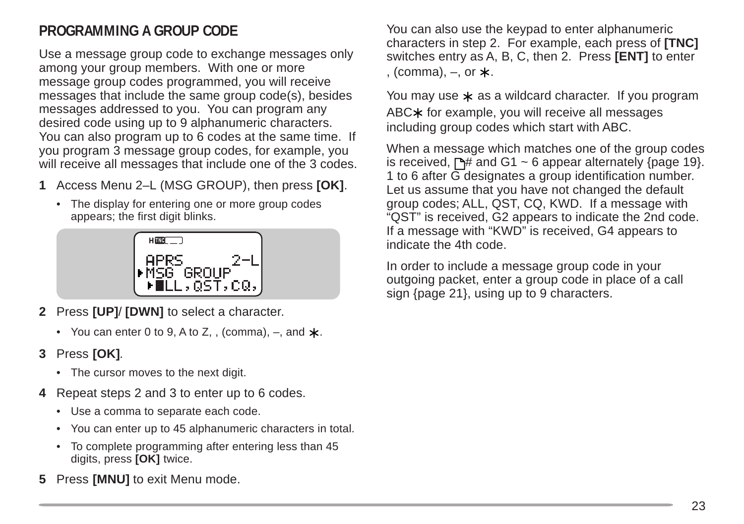## PROGRAMMING A GROUP CODE

Use a message group code to exchange messages only among your group members. With one or more message group codes programmed, you will receive messages that include the same group code(s), besides messages addressed to you. You can program any desired code using up to 9 alphanumeric characters. You can also program up to 6 codes at the same time. If you program 3 message group codes, for example, you will receive all messages that include one of the 3 codes.

**1** Access Menu 2–L (MSG GROUP), then press **[OK]**.

- The display for entering one or more group codes appears; the first digit blinks.

```
APRS      2-L
▸MSG GROUP
 ▸█LL,QST,CQ,
```

**2** Press **[UP]**/ **[DWN]** to select a character.

- You can enter 0 to 9, A to Z, , (comma), –, and ∗.

**3** Press **[OK]**.

- The cursor moves to the next digit.

**4** Repeat steps 2 and 3 to enter up to 6 codes.

- Use a comma to separate each code.
- You can enter up to 45 alphanumeric characters in total.
- To complete programming after entering less than 45 digits, press **[OK]** twice.

**5** Press **[MNU]** to exit Menu mode.

You can also use the keypad to enter alphanumeric characters in step 2. For example, each press of **[TNC]** switches entry as A, B, C, then 2. Press **[ENT]** to enter , (comma), –, or ∗.

You may use ∗ as a wildcard character. If you program ABC∗ for example, you will receive all messages including group codes which start with ABC.

When a message which matches one of the group codes is received, 🗋# and G1 ~ 6 appear alternately {page 19}. 1 to 6 after G designates a group identification number. Let us assume that you have not changed the default group codes; ALL, QST, CQ, KWD. If a message with "QST" is received, G2 appears to indicate the 2nd code. If a message with "KWD" is received, G4 appears to indicate the 4th code.

In order to include a message group code in your outgoing packet, enter a group code in place of a call sign {page 21}, using up to 9 characters.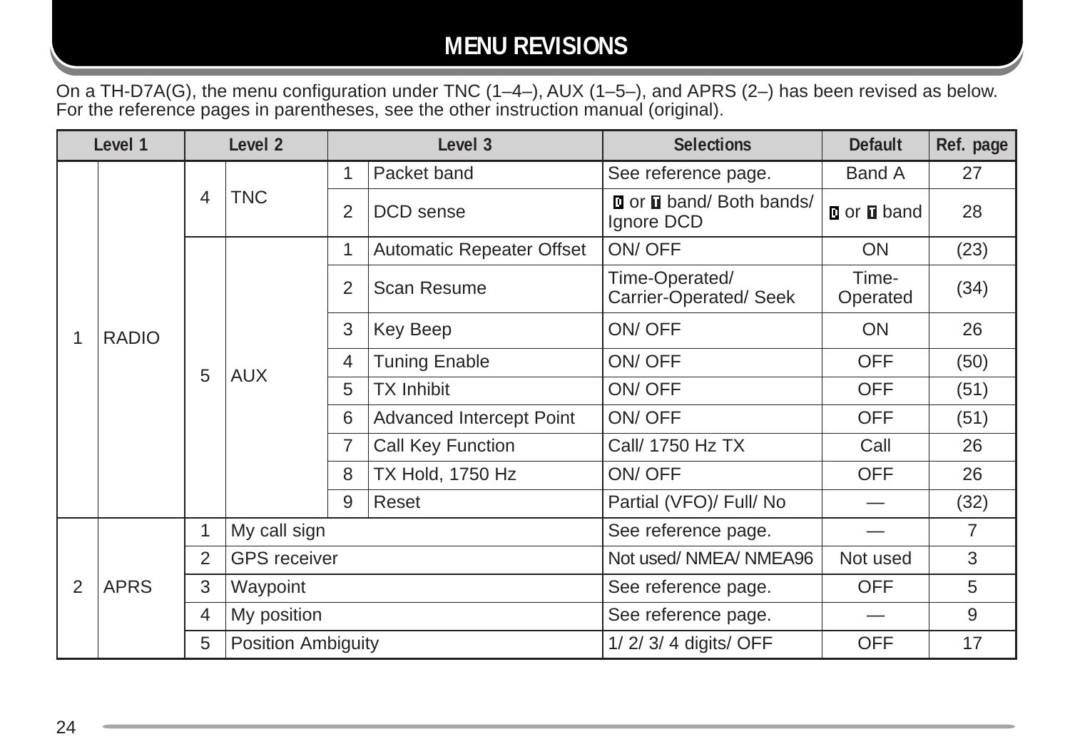# MENU REVISIONS

On a TH-D7A(G), the menu configuration under TNC (1–4–), AUX (1–5–), and APRS (2–) has been revised as below. For the reference pages in parentheses, see the other instruction manual (original).

| Level 1 | | Level 2 | | Level 3 | | Selections | Default | Ref. page |
|---|---|---|---|---|---|---|---|---|
| 1 | RADIO | 4 | TNC | 1 | Packet band | See reference page. | Band A | 27 |
| | | | | 2 | DCD sense | D or T band/ Both bands/ Ignore DCD | D or T band | 28 |
| | | 5 | AUX | 1 | Automatic Repeater Offset | ON/ OFF | ON | (23) |
| | | | | 2 | Scan Resume | Time-Operated/ Carrier-Operated/ Seek | Time-Operated | (34) |
| | | | | 3 | Key Beep | ON/ OFF | ON | 26 |
| | | | | 4 | Tuning Enable | ON/ OFF | OFF | (50) |
| | | | | 5 | TX Inhibit | ON/ OFF | OFF | (51) |
| | | | | 6 | Advanced Intercept Point | ON/ OFF | OFF | (51) |
| | | | | 7 | Call Key Function | Call/ 1750 Hz TX | Call | 26 |
| | | | | 8 | TX Hold, 1750 Hz | ON/ OFF | OFF | 26 |
| | | | | 9 | Reset | Partial (VFO)/ Full/ No | — | (32) |
| 2 | APRS | 1 | My call sign | | | See reference page. | — | 7 |
| | | 2 | GPS receiver | | | Not used/ NMEA/ NMEA96 | Not used | 3 |
| | | 3 | Waypoint | | | See reference page. | OFF | 5 |
| | | 4 | My position | | | See reference page. | — | 9 |
| | | 5 | Position Ambiguity | | | 1/ 2/ 3/ 4 digits/ OFF | OFF | 17 |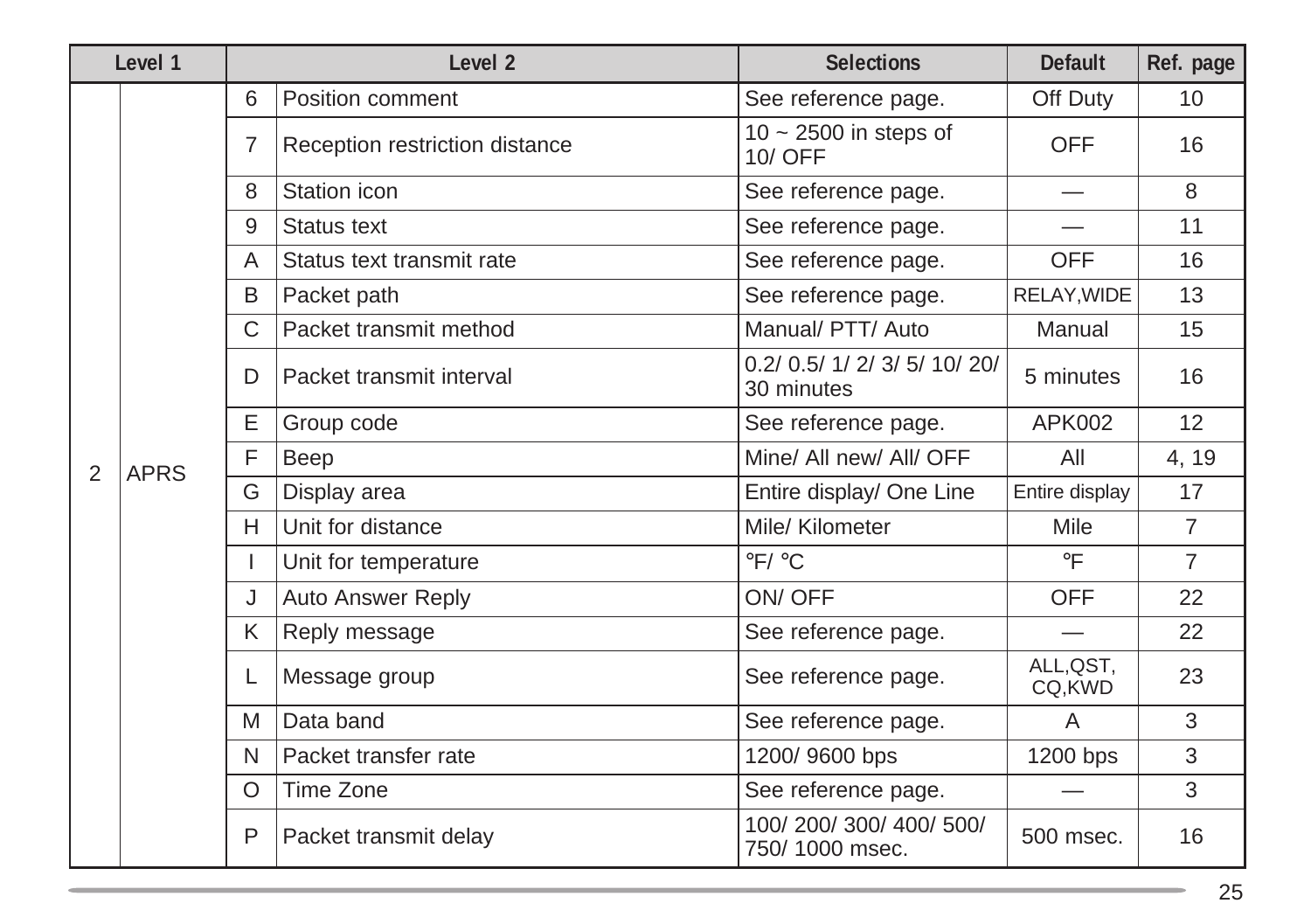| Level 1 | | Level 2 | | Selections | Default | Ref. page |
|---|---|---|---|---|---|---|
| 2 | APRS | 6 | Position comment | See reference page. | Off Duty | 10 |
| | | 7 | Reception restriction distance | 10 ~ 2500 in steps of 10/ OFF | OFF | 16 |
| | | 8 | Station icon | See reference page. | — | 8 |
| | | 9 | Status text | See reference page. | — | 11 |
| | | A | Status text transmit rate | See reference page. | OFF | 16 |
| | | B | Packet path | See reference page. | RELAY,WIDE | 13 |
| | | C | Packet transmit method | Manual/ PTT/ Auto | Manual | 15 |
| | | D | Packet transmit interval | 0.2/ 0.5/ 1/ 2/ 3/ 5/ 10/ 20/ 30 minutes | 5 minutes | 16 |
| | | E | Group code | See reference page. | APK002 | 12 |
| | | F | Beep | Mine/ All new/ All/ OFF | All | 4, 19 |
| | | G | Display area | Entire display/ One Line | Entire display | 17 |
| | | H | Unit for distance | Mile/ Kilometer | Mile | 7 |
| | | I | Unit for temperature | °F/ °C | °F | 7 |
| | | J | Auto Answer Reply | ON/ OFF | OFF | 22 |
| | | K | Reply message | See reference page. | — | 22 |
| | | L | Message group | See reference page. | ALL,QST, CQ,KWD | 23 |
| | | M | Data band | See reference page. | A | 3 |
| | | N | Packet transfer rate | 1200/ 9600 bps | 1200 bps | 3 |
| | | O | Time Zone | See reference page. | — | 3 |
| | | P | Packet transmit delay | 100/ 200/ 300/ 400/ 500/ 750/ 1000 msec. | 500 msec. | 16 |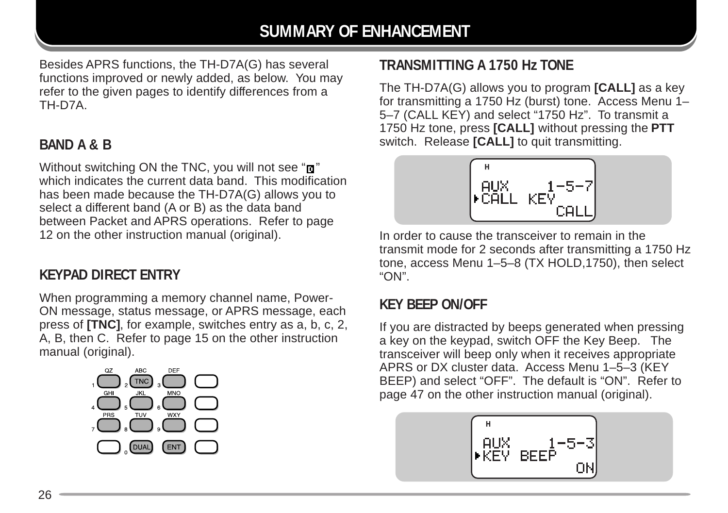# SUMMARY OF ENHANCEMENT

Besides APRS functions, the TH-D7A(G) has several functions improved or newly added, as below. You may refer to the given pages to identify differences from a TH-D7A.

## BAND A & B

Without switching ON the TNC, you will not see "D" which indicates the current data band. This modification has been made because the TH-D7A(G) allows you to select a different band (A or B) as the data band between Packet and APRS operations. Refer to page 12 on the other instruction manual (original).

## KEYPAD DIRECT ENTRY

When programming a memory channel name, Power-ON message, status message, or APRS message, each press of **[TNC]**, for example, switches entry as a, b, c, 2, A, B, then C. Refer to page 15 on the other instruction manual (original).

## TRANSMITTING A 1750 Hz TONE

The TH-D7A(G) allows you to program **[CALL]** as a key for transmitting a 1750 Hz (burst) tone. Access Menu 1–5–7 (CALL KEY) and select "1750 Hz". To transmit a 1750 Hz tone, press **[CALL]** without pressing the **PTT** switch. Release **[CALL]** to quit transmitting.

In order to cause the transceiver to remain in the transmit mode for 2 seconds after transmitting a 1750 Hz tone, access Menu 1–5–8 (TX HOLD,1750), then select "ON".

## KEY BEEP ON/OFF

If you are distracted by beeps generated when pressing a key on the keypad, switch OFF the Key Beep. The transceiver will beep only when it receives appropriate APRS or DX cluster data. Access Menu 1–5–3 (KEY BEEP) and select "OFF". The default is "ON". Refer to page 47 on the other instruction manual (original).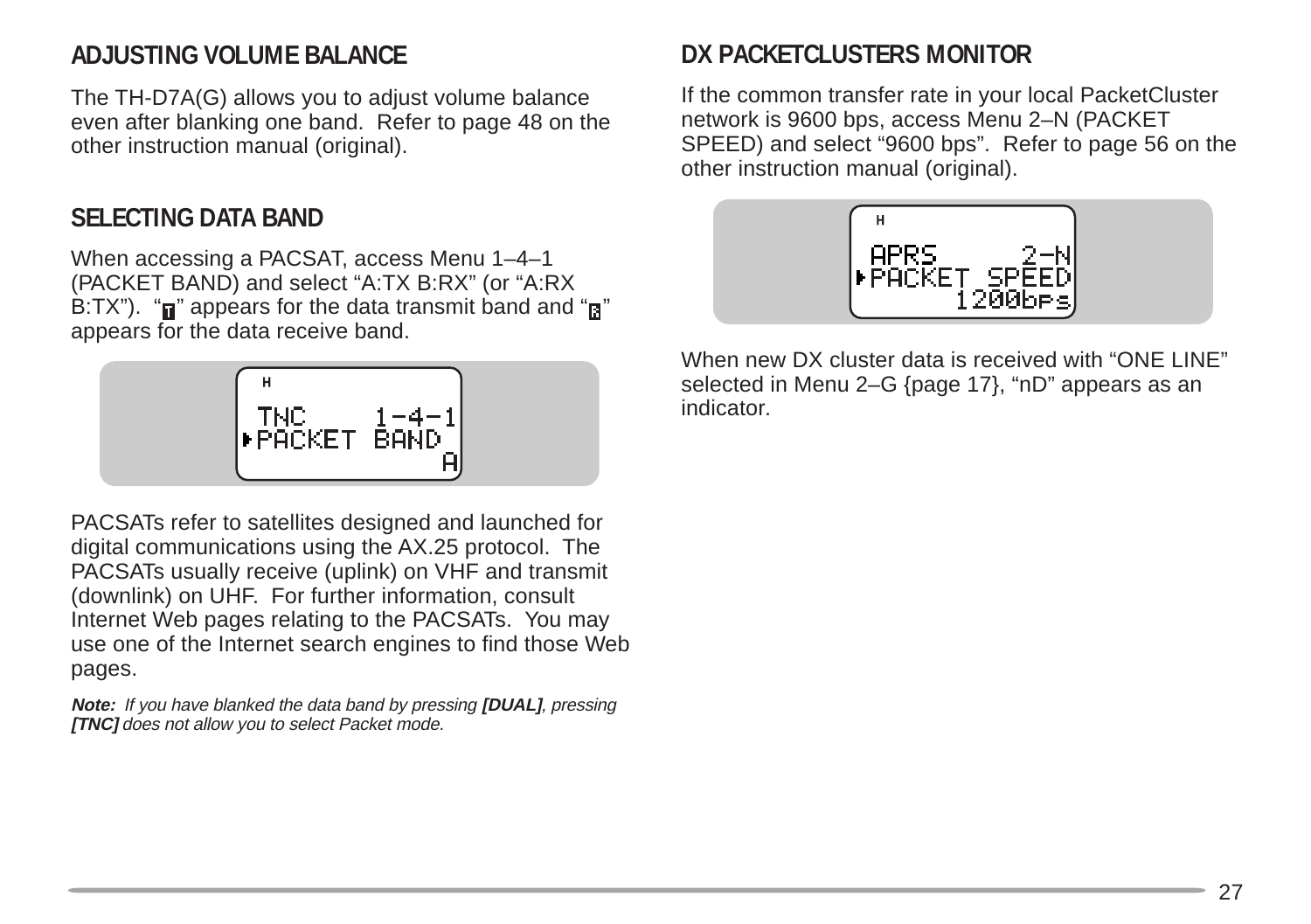## ADJUSTING VOLUME BALANCE

The TH-D7A(G) allows you to adjust volume balance even after blanking one band. Refer to page 48 on the other instruction manual (original).

## SELECTING DATA BAND

When accessing a PACSAT, access Menu 1–4–1 (PACKET BAND) and select “A:TX B:RX” (or “A:RX B:TX”). “T” appears for the data transmit band and “R” appears for the data receive band.

```
H
 TNC     1-4-1
▸PACKET BAND
              A
```

PACSATs refer to satellites designed and launched for digital communications using the AX.25 protocol. The PACSATs usually receive (uplink) on VHF and transmit (downlink) on UHF. For further information, consult Internet Web pages relating to the PACSATs. You may use one of the Internet search engines to find those Web pages.

***Note:*** *If you have blanked the data band by pressing* ***[DUAL]****, pressing* ***[TNC]*** *does not allow you to select Packet mode.*

## DX PACKETCLUSTERS MONITOR

If the common transfer rate in your local PacketCluster network is 9600 bps, access Menu 2–N (PACKET SPEED) and select “9600 bps”. Refer to page 56 on the other instruction manual (original).

```
H
 APRS      2-N
▸PACKET SPEED
       1200bps
```

When new DX cluster data is received with “ONE LINE” selected in Menu 2–G {page 17}, “nD” appears as an indicator.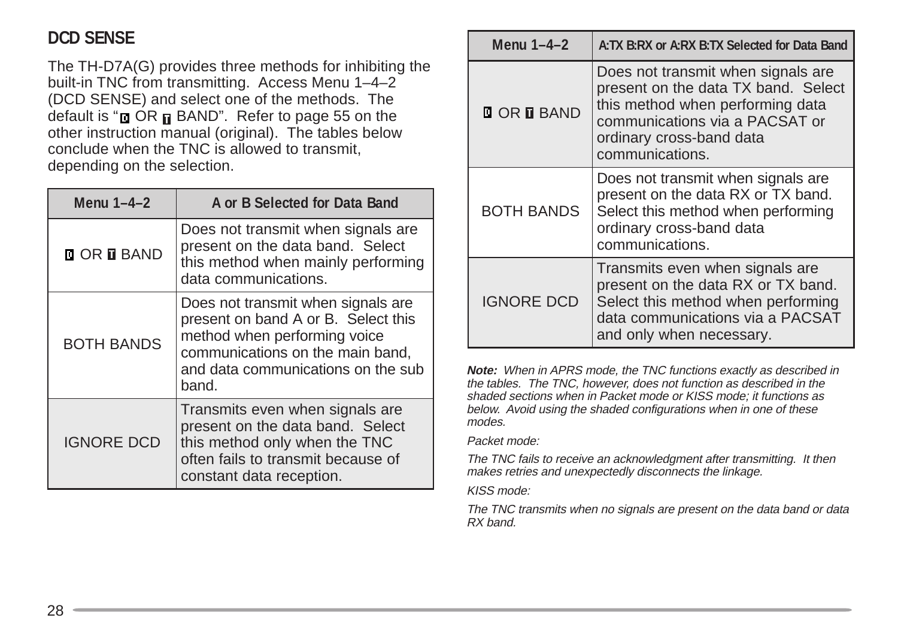## DCD SENSE

The TH-D7A(G) provides three methods for inhibiting the built-in TNC from transmitting. Access Menu 1–4–2 (DCD SENSE) and select one of the methods. The default is "D OR T BAND". Refer to page 55 on the other instruction manual (original). The tables below conclude when the TNC is allowed to transmit, depending on the selection.

| Menu 1–4–2 | A or B Selected for Data Band |
|---|---|
| D OR T BAND | Does not transmit when signals are present on the data band. Select this method when mainly performing data communications. |
| BOTH BANDS | Does not transmit when signals are present on band A or B. Select this method when performing voice communications on the main band, and data communications on the sub band. |
| IGNORE DCD | Transmits even when signals are present on the data band. Select this method only when the TNC often fails to transmit because of constant data reception. |

| Menu 1–4–2 | A:TX B:RX or A:RX B:TX Selected for Data Band |
|---|---|
| D OR T BAND | Does not transmit when signals are present on the data TX band. Select this method when performing data communications via a PACSAT or ordinary cross-band data communications. |
| BOTH BANDS | Does not transmit when signals are present on the data RX or TX band. Select this method when performing ordinary cross-band data communications. |
| IGNORE DCD | Transmits even when signals are present on the data RX or TX band. Select this method when performing data communications via a PACSAT and only when necessary. |

***Note:*** *When in APRS mode, the TNC functions exactly as described in the tables. The TNC, however, does not function as described in the shaded sections when in Packet mode or KISS mode; it functions as below. Avoid using the shaded configurations when in one of these modes.*

*Packet mode:*

*The TNC fails to receive an acknowledgment after transmitting. It then makes retries and unexpectedly disconnects the linkage.*

*KISS mode:*

*The TNC transmits when no signals are present on the data band or data RX band.*